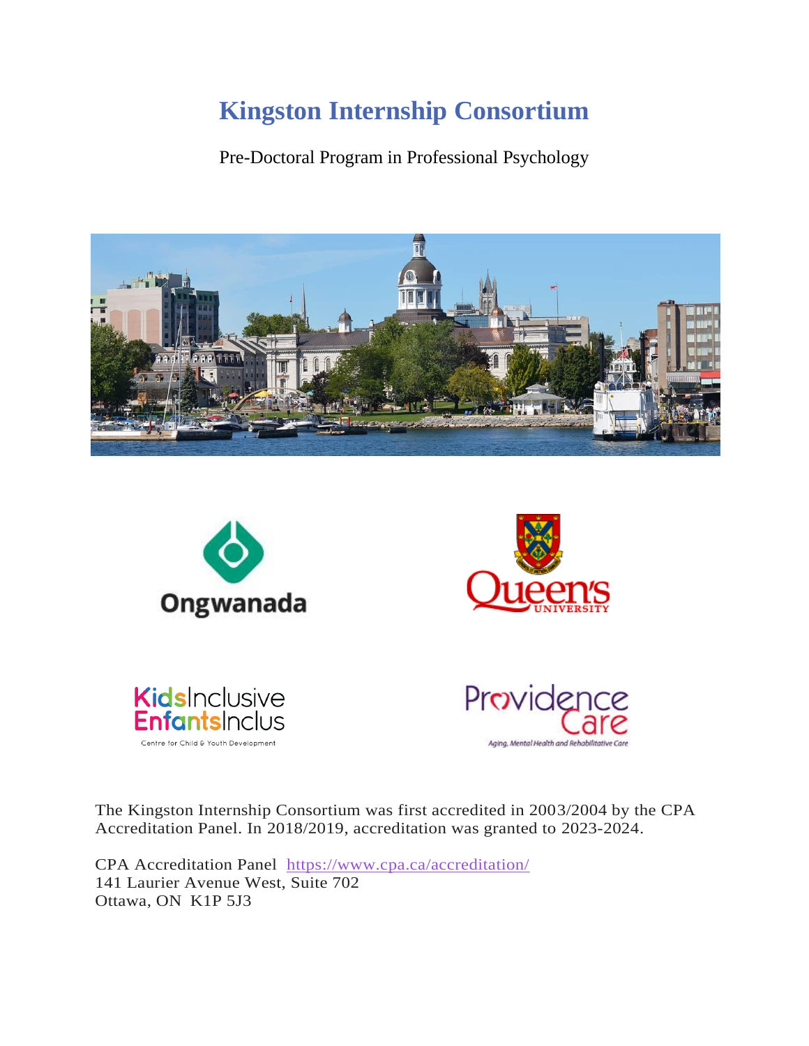# Kingston Internship Consortium

Pre-Doctoral Program in Professional Psychology

The Kingston Internship Consortium was first accredited in 2003/2004 by the CPA Accreditation Panel. In 2018/2019, accreditation was granted to 2023-2024.

CPA Accreditation Panel https://www.cpa.ca/accreditation/
141 Laurier Avenue West, Suite 702
Ottawa, ON K1P 5J3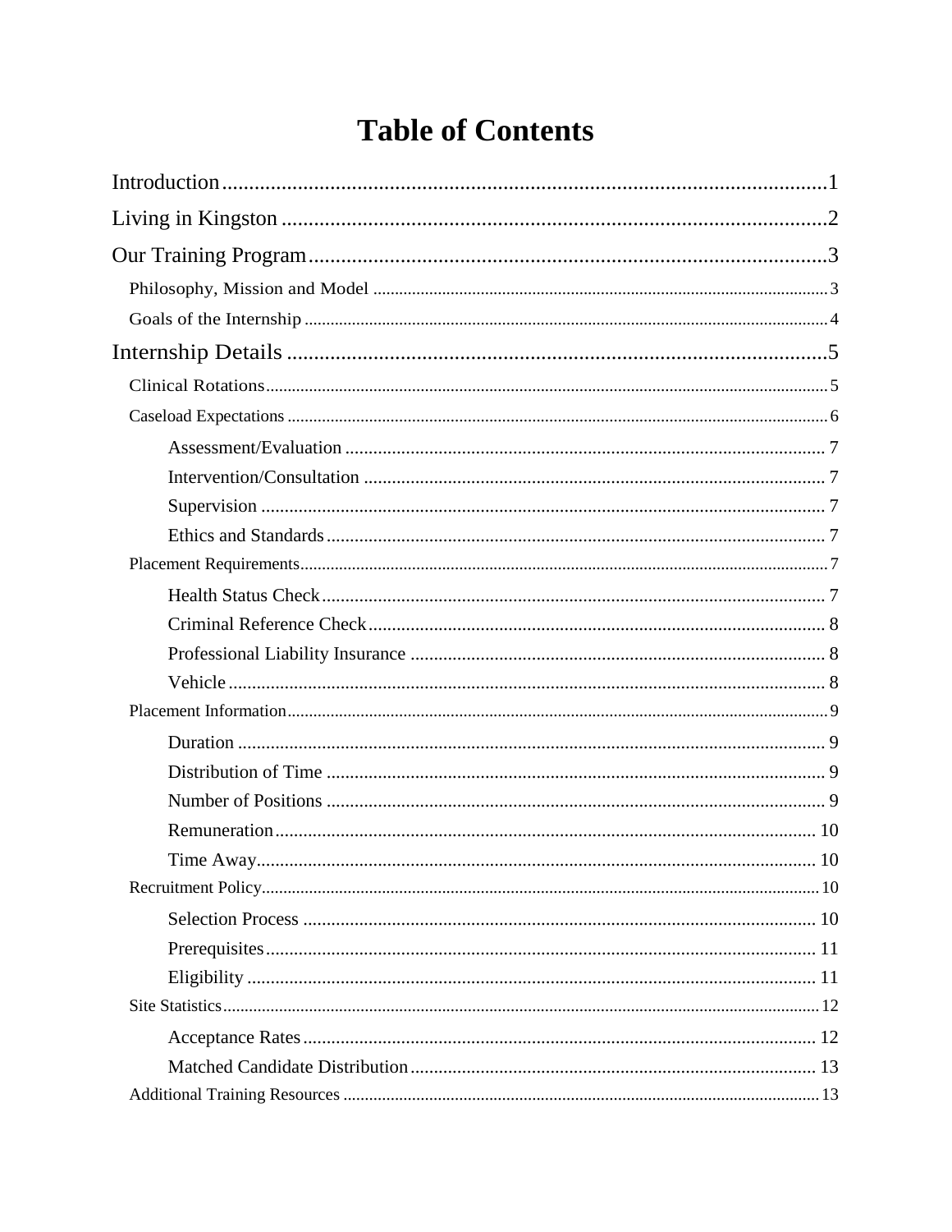# Table of Contents

Introduction ........................................................ 1

Living in Kingston ........................................................ 2

Our Training Program ........................................................ 3

- Philosophy, Mission and Model ........................................................ 3
- Goals of the Internship ........................................................ 4

Internship Details ........................................................ 5

- Clinical Rotations ........................................................ 5
- Caseload Expectations ........................................................ 6
  - Assessment/Evaluation ........................................................ 7
  - Intervention/Consultation ........................................................ 7
  - Supervision ........................................................ 7
  - Ethics and Standards ........................................................ 7
- Placement Requirements ........................................................ 7
  - Health Status Check ........................................................ 7
  - Criminal Reference Check ........................................................ 8
  - Professional Liability Insurance ........................................................ 8
  - Vehicle ........................................................ 8
- Placement Information ........................................................ 9
  - Duration ........................................................ 9
  - Distribution of Time ........................................................ 9
  - Number of Positions ........................................................ 9
  - Remuneration ........................................................ 10
  - Time Away ........................................................ 10
- Recruitment Policy ........................................................ 10
  - Selection Process ........................................................ 10
  - Prerequisites ........................................................ 11
  - Eligibility ........................................................ 11
- Site Statistics ........................................................ 12
  - Acceptance Rates ........................................................ 12
  - Matched Candidate Distribution ........................................................ 13
- Additional Training Resources ........................................................ 13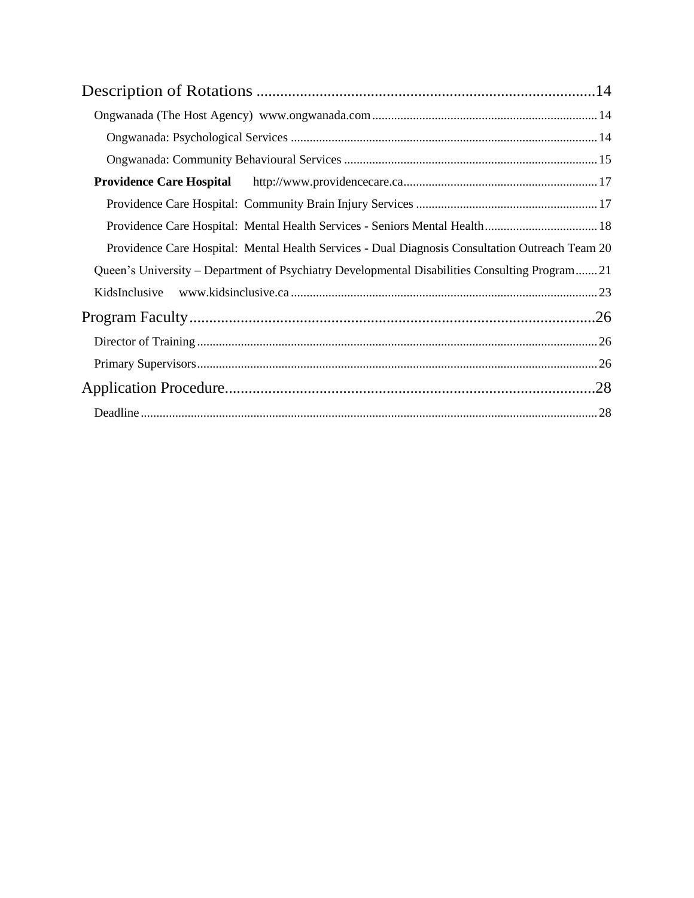Description of Rotations ....................................................................................14

- Ongwanada (The Host Agency) www.ongwanada.com ........................................................................ 14
  - Ongwanada: Psychological Services .................................................................................................. 14
  - Ongwanada: Community Behavioural Services ................................................................................. 15
- **Providence Care Hospital** http://www.providencecare.ca.............................................................. 17
  - Providence Care Hospital: Community Brain Injury Services ........................................................... 17
  - Providence Care Hospital: Mental Health Services - Seniors Mental Health.................................... 18
  - Providence Care Hospital: Mental Health Services - Dual Diagnosis Consultation Outreach Team 20
- Queen's University – Department of Psychiatry Developmental Disabilities Consulting Program....... 21
- KidsInclusive www.kidsinclusive.ca .................................................................................................. 23

Program Faculty........................................................................................................26

- Director of Training ................................................................................................................................ 26
- Primary Supervisors................................................................................................................................ 26

Application Procedure..............................................................................................28

- Deadline .................................................................................................................................................. 28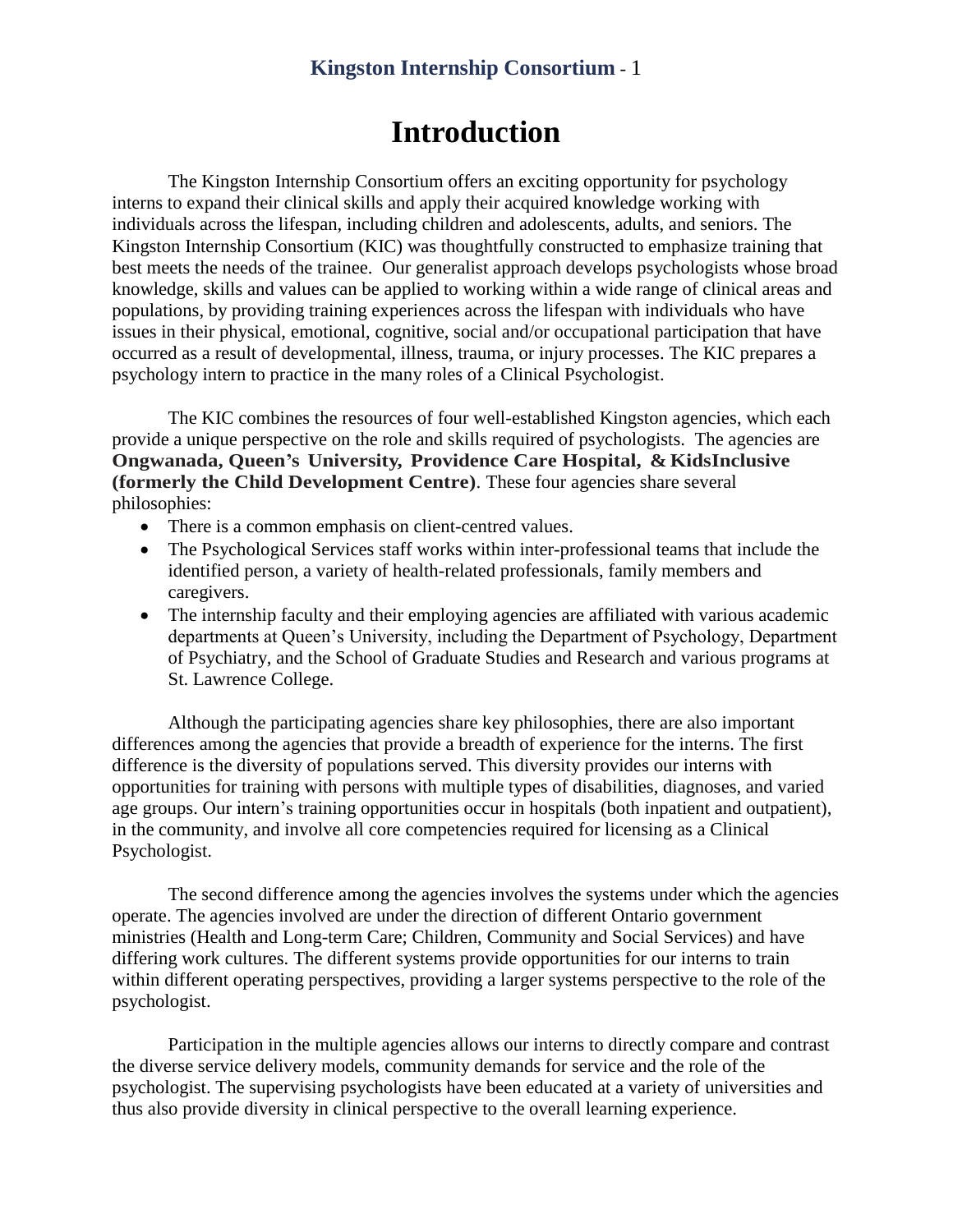# Introduction

The Kingston Internship Consortium offers an exciting opportunity for psychology interns to expand their clinical skills and apply their acquired knowledge working with individuals across the lifespan, including children and adolescents, adults, and seniors. The Kingston Internship Consortium (KIC) was thoughtfully constructed to emphasize training that best meets the needs of the trainee. Our generalist approach develops psychologists whose broad knowledge, skills and values can be applied to working within a wide range of clinical areas and populations, by providing training experiences across the lifespan with individuals who have issues in their physical, emotional, cognitive, social and/or occupational participation that have occurred as a result of developmental, illness, trauma, or injury processes. The KIC prepares a psychology intern to practice in the many roles of a Clinical Psychologist.

The KIC combines the resources of four well-established Kingston agencies, which each provide a unique perspective on the role and skills required of psychologists. The agencies are **Ongwanada, Queen's University, Providence Care Hospital, & KidsInclusive (formerly the Child Development Centre)**. These four agencies share several philosophies:

- There is a common emphasis on client-centred values.
- The Psychological Services staff works within inter-professional teams that include the identified person, a variety of health-related professionals, family members and caregivers.
- The internship faculty and their employing agencies are affiliated with various academic departments at Queen's University, including the Department of Psychology, Department of Psychiatry, and the School of Graduate Studies and Research and various programs at St. Lawrence College.

Although the participating agencies share key philosophies, there are also important differences among the agencies that provide a breadth of experience for the interns. The first difference is the diversity of populations served. This diversity provides our interns with opportunities for training with persons with multiple types of disabilities, diagnoses, and varied age groups. Our intern's training opportunities occur in hospitals (both inpatient and outpatient), in the community, and involve all core competencies required for licensing as a Clinical Psychologist.

The second difference among the agencies involves the systems under which the agencies operate. The agencies involved are under the direction of different Ontario government ministries (Health and Long-term Care; Children, Community and Social Services) and have differing work cultures. The different systems provide opportunities for our interns to train within different operating perspectives, providing a larger systems perspective to the role of the psychologist.

Participation in the multiple agencies allows our interns to directly compare and contrast the diverse service delivery models, community demands for service and the role of the psychologist. The supervising psychologists have been educated at a variety of universities and thus also provide diversity in clinical perspective to the overall learning experience.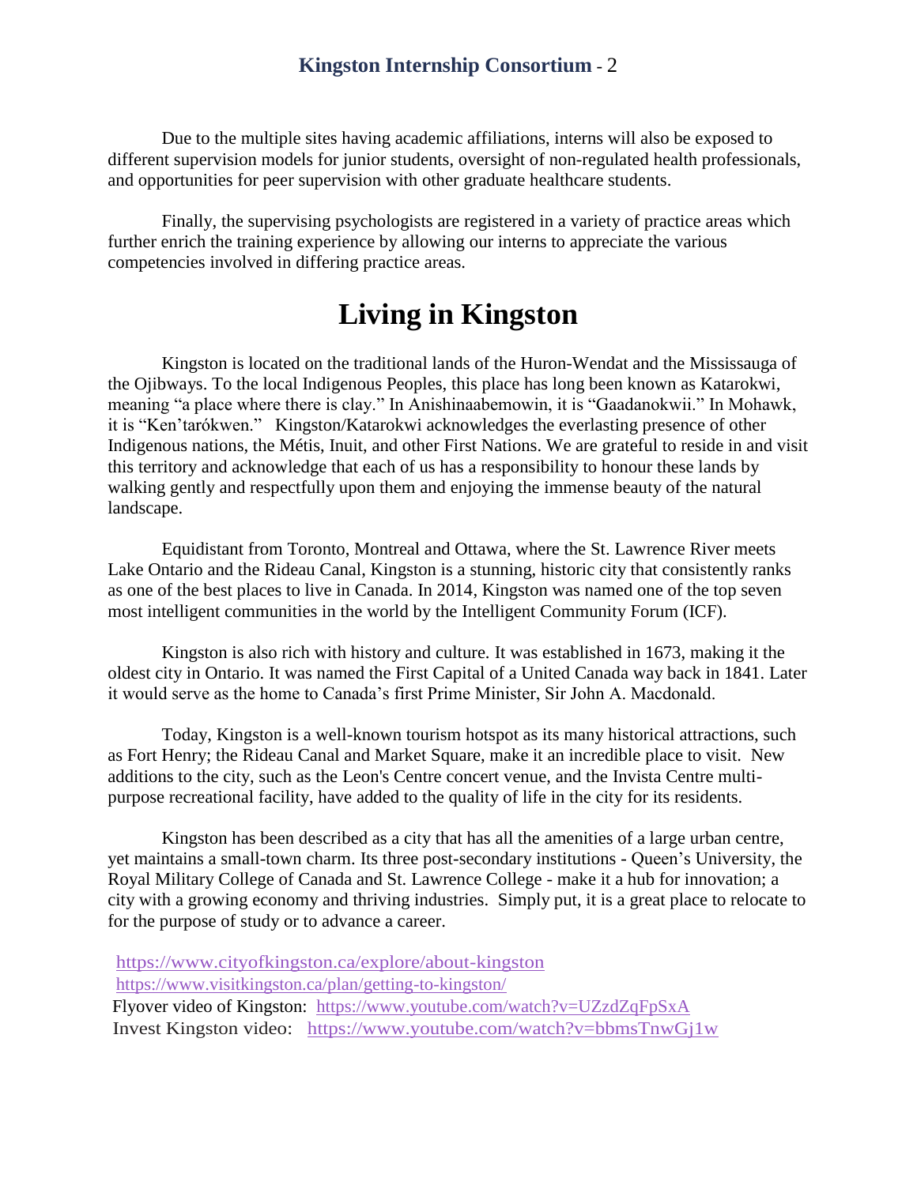Due to the multiple sites having academic affiliations, interns will also be exposed to different supervision models for junior students, oversight of non-regulated health professionals, and opportunities for peer supervision with other graduate healthcare students.

Finally, the supervising psychologists are registered in a variety of practice areas which further enrich the training experience by allowing our interns to appreciate the various competencies involved in differing practice areas.

# Living in Kingston

Kingston is located on the traditional lands of the Huron-Wendat and the Mississauga of the Ojibways. To the local Indigenous Peoples, this place has long been known as Katarokwi, meaning "a place where there is clay." In Anishinaabemowin, it is "Gaadanokwii." In Mohawk, it is "Ken'tarókwen." Kingston/Katarokwi acknowledges the everlasting presence of other Indigenous nations, the Métis, Inuit, and other First Nations. We are grateful to reside in and visit this territory and acknowledge that each of us has a responsibility to honour these lands by walking gently and respectfully upon them and enjoying the immense beauty of the natural landscape.

Equidistant from Toronto, Montreal and Ottawa, where the St. Lawrence River meets Lake Ontario and the Rideau Canal, Kingston is a stunning, historic city that consistently ranks as one of the best places to live in Canada. In 2014, Kingston was named one of the top seven most intelligent communities in the world by the Intelligent Community Forum (ICF).

Kingston is also rich with history and culture. It was established in 1673, making it the oldest city in Ontario. It was named the First Capital of a United Canada way back in 1841. Later it would serve as the home to Canada's first Prime Minister, Sir John A. Macdonald.

Today, Kingston is a well-known tourism hotspot as its many historical attractions, such as Fort Henry; the Rideau Canal and Market Square, make it an incredible place to visit. New additions to the city, such as the Leon's Centre concert venue, and the Invista Centre multi-purpose recreational facility, have added to the quality of life in the city for its residents.

Kingston has been described as a city that has all the amenities of a large urban centre, yet maintains a small-town charm. Its three post-secondary institutions - Queen's University, the Royal Military College of Canada and St. Lawrence College - make it a hub for innovation; a city with a growing economy and thriving industries. Simply put, it is a great place to relocate to for the purpose of study or to advance a career.

https://www.cityofkingston.ca/explore/about-kingston
https://www.visitkingston.ca/plan/getting-to-kingston/
Flyover video of Kingston: https://www.youtube.com/watch?v=UZzdZqFpSxA
Invest Kingston video: https://www.youtube.com/watch?v=bbmsTnwGj1w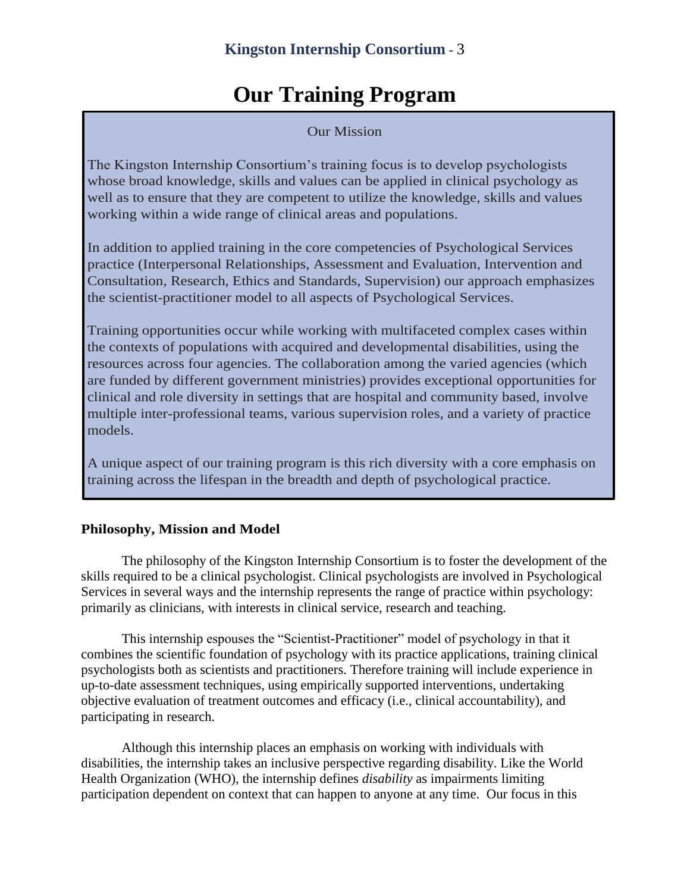# Our Training Program

Our Mission

The Kingston Internship Consortium's training focus is to develop psychologists whose broad knowledge, skills and values can be applied in clinical psychology as well as to ensure that they are competent to utilize the knowledge, skills and values working within a wide range of clinical areas and populations.

In addition to applied training in the core competencies of Psychological Services practice (Interpersonal Relationships, Assessment and Evaluation, Intervention and Consultation, Research, Ethics and Standards, Supervision) our approach emphasizes the scientist-practitioner model to all aspects of Psychological Services.

Training opportunities occur while working with multifaceted complex cases within the contexts of populations with acquired and developmental disabilities, using the resources across four agencies. The collaboration among the varied agencies (which are funded by different government ministries) provides exceptional opportunities for clinical and role diversity in settings that are hospital and community based, involve multiple inter-professional teams, various supervision roles, and a variety of practice models.

A unique aspect of our training program is this rich diversity with a core emphasis on training across the lifespan in the breadth and depth of psychological practice.

**Philosophy, Mission and Model**

The philosophy of the Kingston Internship Consortium is to foster the development of the skills required to be a clinical psychologist. Clinical psychologists are involved in Psychological Services in several ways and the internship represents the range of practice within psychology: primarily as clinicians, with interests in clinical service, research and teaching.

This internship espouses the "Scientist-Practitioner" model of psychology in that it combines the scientific foundation of psychology with its practice applications, training clinical psychologists both as scientists and practitioners. Therefore training will include experience in up-to-date assessment techniques, using empirically supported interventions, undertaking objective evaluation of treatment outcomes and efficacy (i.e., clinical accountability), and participating in research.

Although this internship places an emphasis on working with individuals with disabilities, the internship takes an inclusive perspective regarding disability. Like the World Health Organization (WHO), the internship defines *disability* as impairments limiting participation dependent on context that can happen to anyone at any time. Our focus in this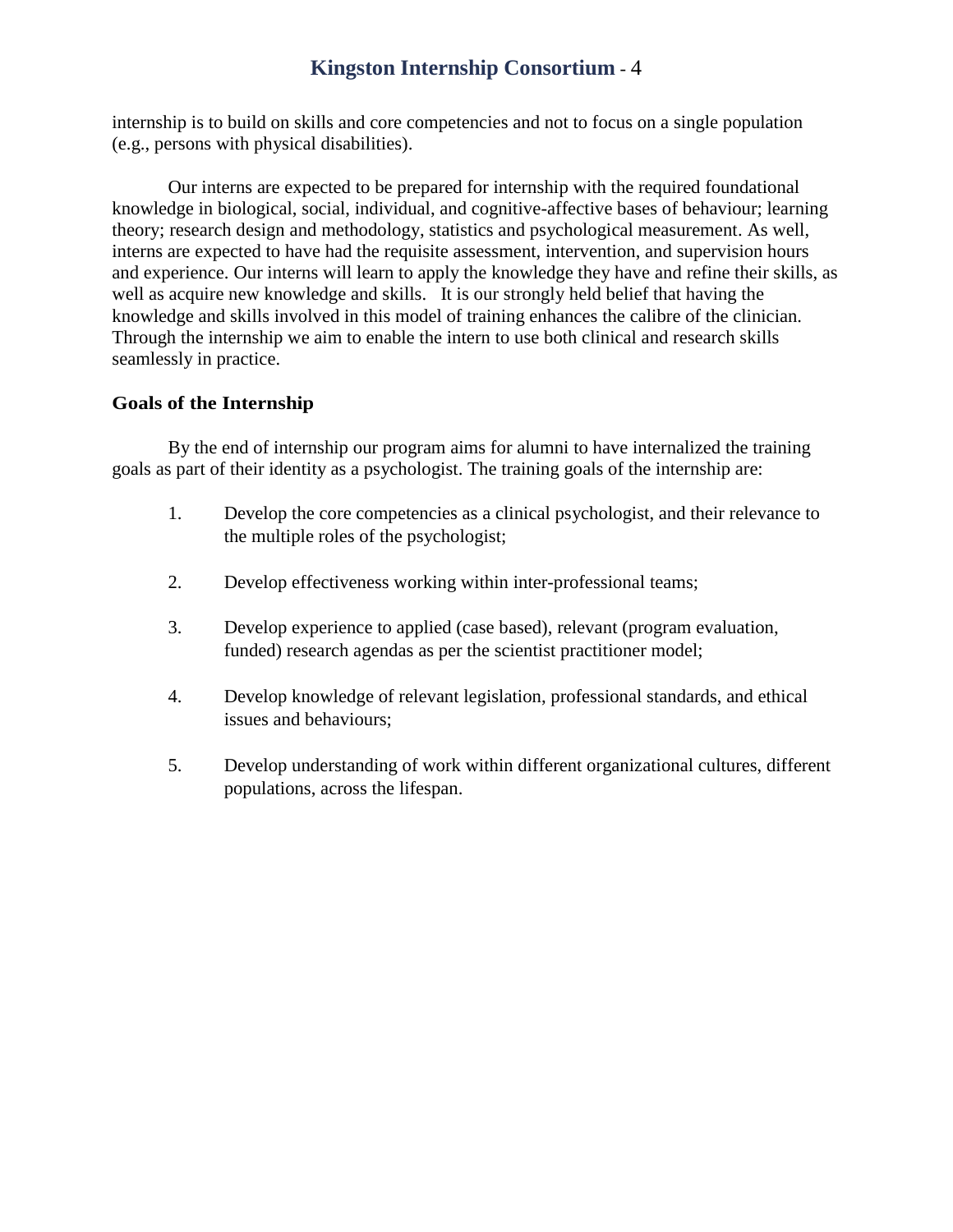internship is to build on skills and core competencies and not to focus on a single population (e.g., persons with physical disabilities).

Our interns are expected to be prepared for internship with the required foundational knowledge in biological, social, individual, and cognitive-affective bases of behaviour; learning theory; research design and methodology, statistics and psychological measurement. As well, interns are expected to have had the requisite assessment, intervention, and supervision hours and experience. Our interns will learn to apply the knowledge they have and refine their skills, as well as acquire new knowledge and skills. It is our strongly held belief that having the knowledge and skills involved in this model of training enhances the calibre of the clinician. Through the internship we aim to enable the intern to use both clinical and research skills seamlessly in practice.

### Goals of the Internship

By the end of internship our program aims for alumni to have internalized the training goals as part of their identity as a psychologist. The training goals of the internship are:

1. Develop the core competencies as a clinical psychologist, and their relevance to the multiple roles of the psychologist;

2. Develop effectiveness working within inter-professional teams;

3. Develop experience to applied (case based), relevant (program evaluation, funded) research agendas as per the scientist practitioner model;

4. Develop knowledge of relevant legislation, professional standards, and ethical issues and behaviours;

5. Develop understanding of work within different organizational cultures, different populations, across the lifespan.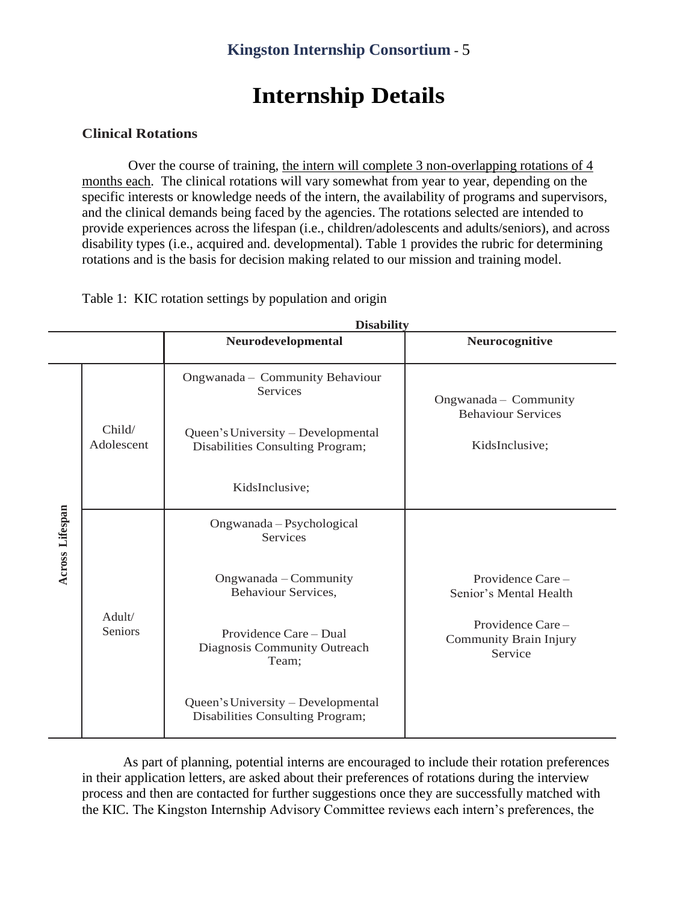# Internship Details

### Clinical Rotations

Over the course of training, the intern will complete 3 non-overlapping rotations of 4 months each. The clinical rotations will vary somewhat from year to year, depending on the specific interests or knowledge needs of the intern, the availability of programs and supervisors, and the clinical demands being faced by the agencies. The rotations selected are intended to provide experiences across the lifespan (i.e., children/adolescents and adults/seniors), and across disability types (i.e., acquired and. developmental). Table 1 provides the rubric for determining rotations and is the basis for decision making related to our mission and training model.

Table 1: KIC rotation settings by population and origin

| | | Disability | |
|---|---|---|---|
| | | **Neurodevelopmental** | **Neurocognitive** |
| **Across Lifespan** | Child/ Adolescent | Ongwanada – Community Behaviour Services<br><br>Queen's University – Developmental Disabilities Consulting Program;<br><br>KidsInclusive; | Ongwanada – Community Behaviour Services<br><br>KidsInclusive; |
| | Adult/ Seniors | Ongwanada – Psychological Services<br><br>Ongwanada – Community Behaviour Services,<br><br>Providence Care – Dual Diagnosis Community Outreach Team;<br><br>Queen's University – Developmental Disabilities Consulting Program; | Providence Care – Senior's Mental Health<br><br>Providence Care – Community Brain Injury Service |

As part of planning, potential interns are encouraged to include their rotation preferences in their application letters, are asked about their preferences of rotations during the interview process and then are contacted for further suggestions once they are successfully matched with the KIC. The Kingston Internship Advisory Committee reviews each intern's preferences, the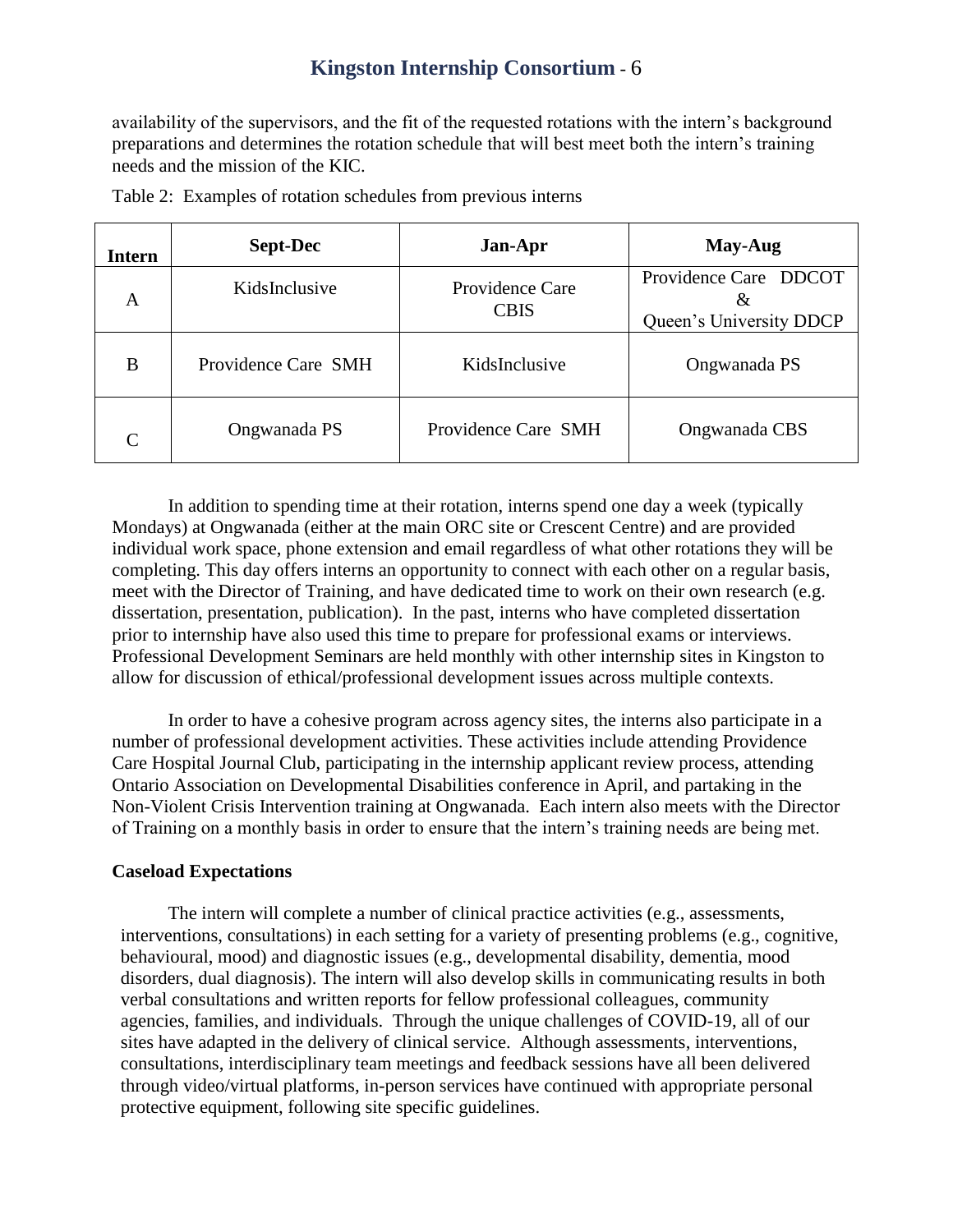availability of the supervisors, and the fit of the requested rotations with the intern's background preparations and determines the rotation schedule that will best meet both the intern's training needs and the mission of the KIC.

Table 2: Examples of rotation schedules from previous interns

| Intern | Sept-Dec | Jan-Apr | May-Aug |
|---|---|---|---|
| A | KidsInclusive | Providence Care CBIS | Providence Care DDCOT & Queen's University DDCP |
| B | Providence Care SMH | KidsInclusive | Ongwanada PS |
| C | Ongwanada PS | Providence Care SMH | Ongwanada CBS |

In addition to spending time at their rotation, interns spend one day a week (typically Mondays) at Ongwanada (either at the main ORC site or Crescent Centre) and are provided individual work space, phone extension and email regardless of what other rotations they will be completing. This day offers interns an opportunity to connect with each other on a regular basis, meet with the Director of Training, and have dedicated time to work on their own research (e.g. dissertation, presentation, publication). In the past, interns who have completed dissertation prior to internship have also used this time to prepare for professional exams or interviews. Professional Development Seminars are held monthly with other internship sites in Kingston to allow for discussion of ethical/professional development issues across multiple contexts.

In order to have a cohesive program across agency sites, the interns also participate in a number of professional development activities. These activities include attending Providence Care Hospital Journal Club, participating in the internship applicant review process, attending Ontario Association on Developmental Disabilities conference in April, and partaking in the Non-Violent Crisis Intervention training at Ongwanada. Each intern also meets with the Director of Training on a monthly basis in order to ensure that the intern's training needs are being met.

**Caseload Expectations**

The intern will complete a number of clinical practice activities (e.g., assessments, interventions, consultations) in each setting for a variety of presenting problems (e.g., cognitive, behavioural, mood) and diagnostic issues (e.g., developmental disability, dementia, mood disorders, dual diagnosis). The intern will also develop skills in communicating results in both verbal consultations and written reports for fellow professional colleagues, community agencies, families, and individuals. Through the unique challenges of COVID-19, all of our sites have adapted in the delivery of clinical service. Although assessments, interventions, consultations, interdisciplinary team meetings and feedback sessions have all been delivered through video/virtual platforms, in-person services have continued with appropriate personal protective equipment, following site specific guidelines.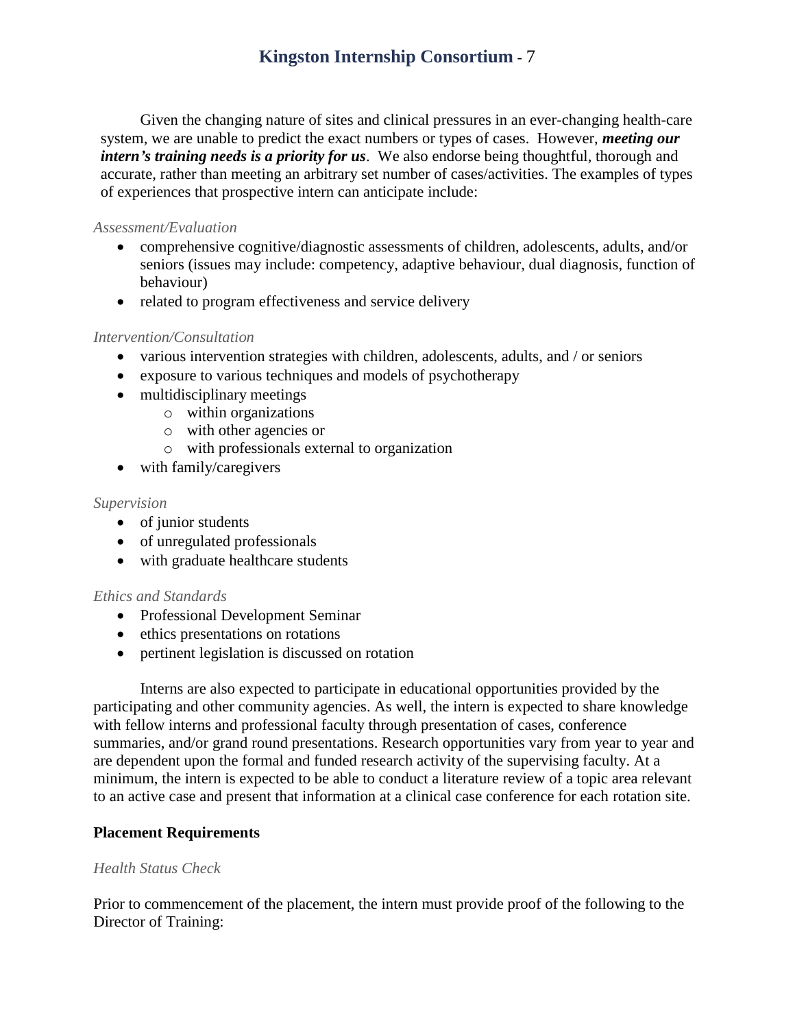Given the changing nature of sites and clinical pressures in an ever-changing health-care system, we are unable to predict the exact numbers or types of cases. However, ***meeting our intern's training needs is a priority for us***. We also endorse being thoughtful, thorough and accurate, rather than meeting an arbitrary set number of cases/activities. The examples of types of experiences that prospective intern can anticipate include:

*Assessment/Evaluation*

- comprehensive cognitive/diagnostic assessments of children, adolescents, adults, and/or seniors (issues may include: competency, adaptive behaviour, dual diagnosis, function of behaviour)
- related to program effectiveness and service delivery

*Intervention/Consultation*

- various intervention strategies with children, adolescents, adults, and / or seniors
- exposure to various techniques and models of psychotherapy
- multidisciplinary meetings
    - within organizations
    - with other agencies or
    - with professionals external to organization
- with family/caregivers

*Supervision*

- of junior students
- of unregulated professionals
- with graduate healthcare students

*Ethics and Standards*

- Professional Development Seminar
- ethics presentations on rotations
- pertinent legislation is discussed on rotation

Interns are also expected to participate in educational opportunities provided by the participating and other community agencies. As well, the intern is expected to share knowledge with fellow interns and professional faculty through presentation of cases, conference summaries, and/or grand round presentations. Research opportunities vary from year to year and are dependent upon the formal and funded research activity of the supervising faculty. At a minimum, the intern is expected to be able to conduct a literature review of a topic area relevant to an active case and present that information at a clinical case conference for each rotation site.

**Placement Requirements**

*Health Status Check*

Prior to commencement of the placement, the intern must provide proof of the following to the Director of Training: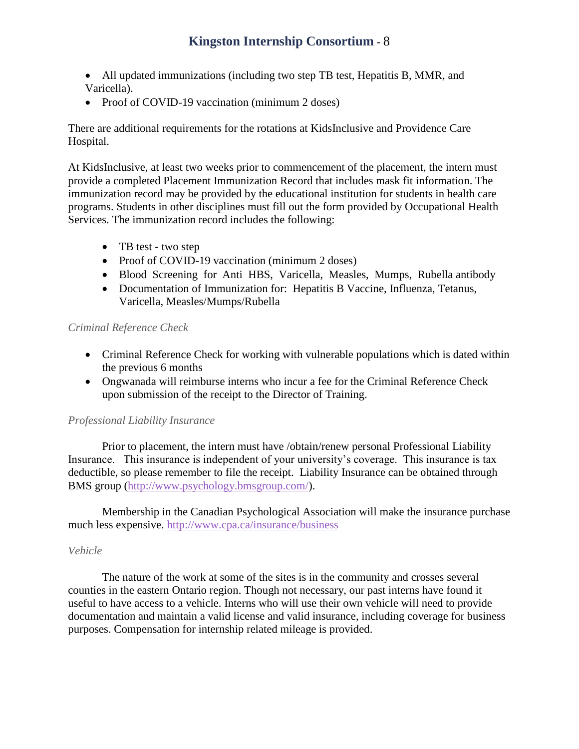- All updated immunizations (including two step TB test, Hepatitis B, MMR, and Varicella).
- Proof of COVID-19 vaccination (minimum 2 doses)

There are additional requirements for the rotations at KidsInclusive and Providence Care Hospital.

At KidsInclusive, at least two weeks prior to commencement of the placement, the intern must provide a completed Placement Immunization Record that includes mask fit information. The immunization record may be provided by the educational institution for students in health care programs. Students in other disciplines must fill out the form provided by Occupational Health Services. The immunization record includes the following:

- TB test - two step
- Proof of COVID-19 vaccination (minimum 2 doses)
- Blood Screening for Anti HBS, Varicella, Measles, Mumps, Rubella antibody
- Documentation of Immunization for: Hepatitis B Vaccine, Influenza, Tetanus, Varicella, Measles/Mumps/Rubella

*Criminal Reference Check*

- Criminal Reference Check for working with vulnerable populations which is dated within the previous 6 months
- Ongwanada will reimburse interns who incur a fee for the Criminal Reference Check upon submission of the receipt to the Director of Training.

*Professional Liability Insurance*

Prior to placement, the intern must have /obtain/renew personal Professional Liability Insurance. This insurance is independent of your university's coverage. This insurance is tax deductible, so please remember to file the receipt. Liability Insurance can be obtained through BMS group (http://www.psychology.bmsgroup.com/).

Membership in the Canadian Psychological Association will make the insurance purchase much less expensive. http://www.cpa.ca/insurance/business

*Vehicle*

The nature of the work at some of the sites is in the community and crosses several counties in the eastern Ontario region. Though not necessary, our past interns have found it useful to have access to a vehicle. Interns who will use their own vehicle will need to provide documentation and maintain a valid license and valid insurance, including coverage for business purposes. Compensation for internship related mileage is provided.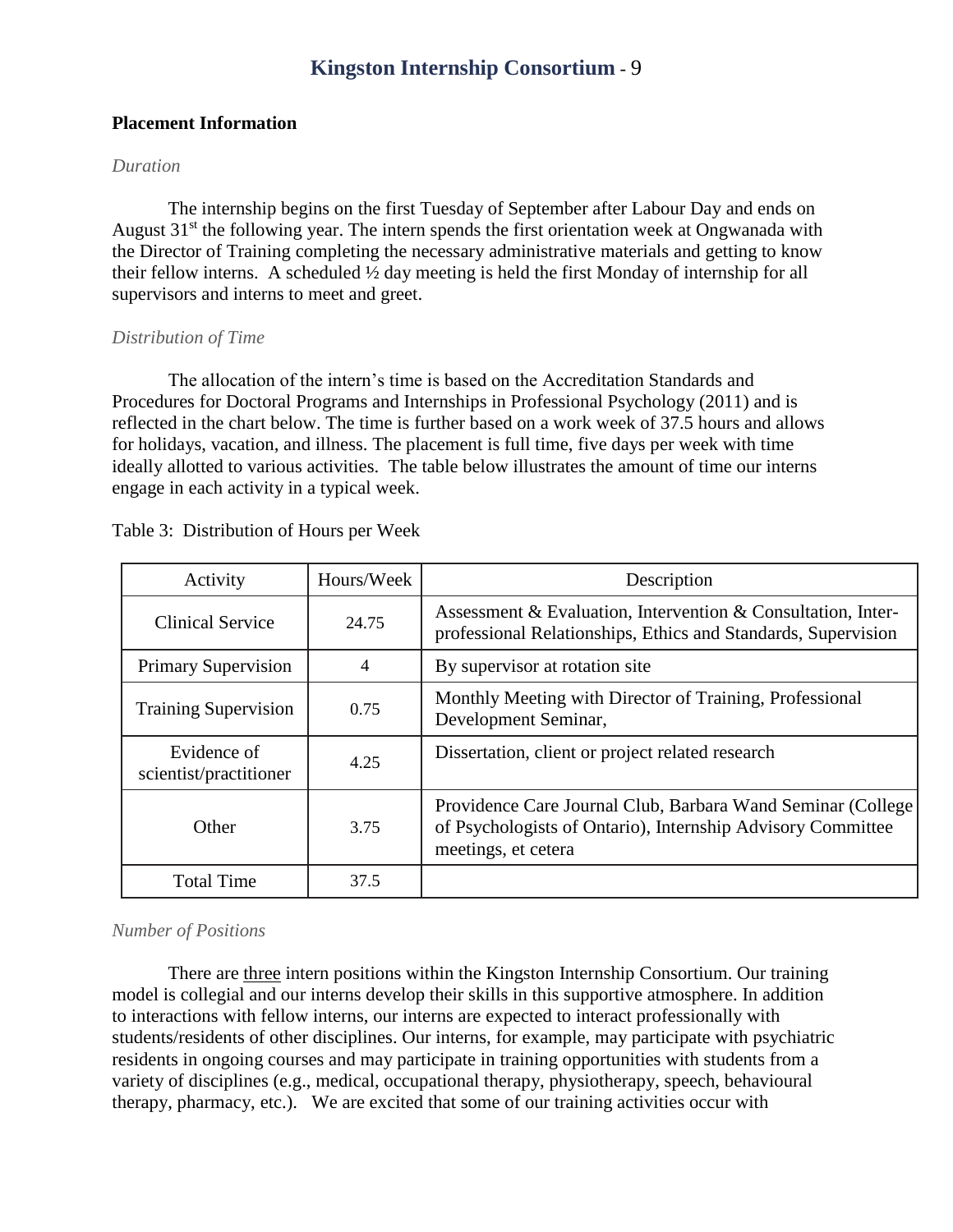### Placement Information

*Duration*

The internship begins on the first Tuesday of September after Labour Day and ends on August 31st the following year. The intern spends the first orientation week at Ongwanada with the Director of Training completing the necessary administrative materials and getting to know their fellow interns. A scheduled ½ day meeting is held the first Monday of internship for all supervisors and interns to meet and greet.

*Distribution of Time*

The allocation of the intern's time is based on the Accreditation Standards and Procedures for Doctoral Programs and Internships in Professional Psychology (2011) and is reflected in the chart below. The time is further based on a work week of 37.5 hours and allows for holidays, vacation, and illness. The placement is full time, five days per week with time ideally allotted to various activities. The table below illustrates the amount of time our interns engage in each activity in a typical week.

Table 3: Distribution of Hours per Week

| Activity | Hours/Week | Description |
|---|---|---|
| Clinical Service | 24.75 | Assessment & Evaluation, Intervention & Consultation, Inter-professional Relationships, Ethics and Standards, Supervision |
| Primary Supervision | 4 | By supervisor at rotation site |
| Training Supervision | 0.75 | Monthly Meeting with Director of Training, Professional Development Seminar, |
| Evidence of scientist/practitioner | 4.25 | Dissertation, client or project related research |
| Other | 3.75 | Providence Care Journal Club, Barbara Wand Seminar (College of Psychologists of Ontario), Internship Advisory Committee meetings, et cetera |
| Total Time | 37.5 | |

*Number of Positions*

There are three intern positions within the Kingston Internship Consortium. Our training model is collegial and our interns develop their skills in this supportive atmosphere. In addition to interactions with fellow interns, our interns are expected to interact professionally with students/residents of other disciplines. Our interns, for example, may participate with psychiatric residents in ongoing courses and may participate in training opportunities with students from a variety of disciplines (e.g., medical, occupational therapy, physiotherapy, speech, behavioural therapy, pharmacy, etc.). We are excited that some of our training activities occur with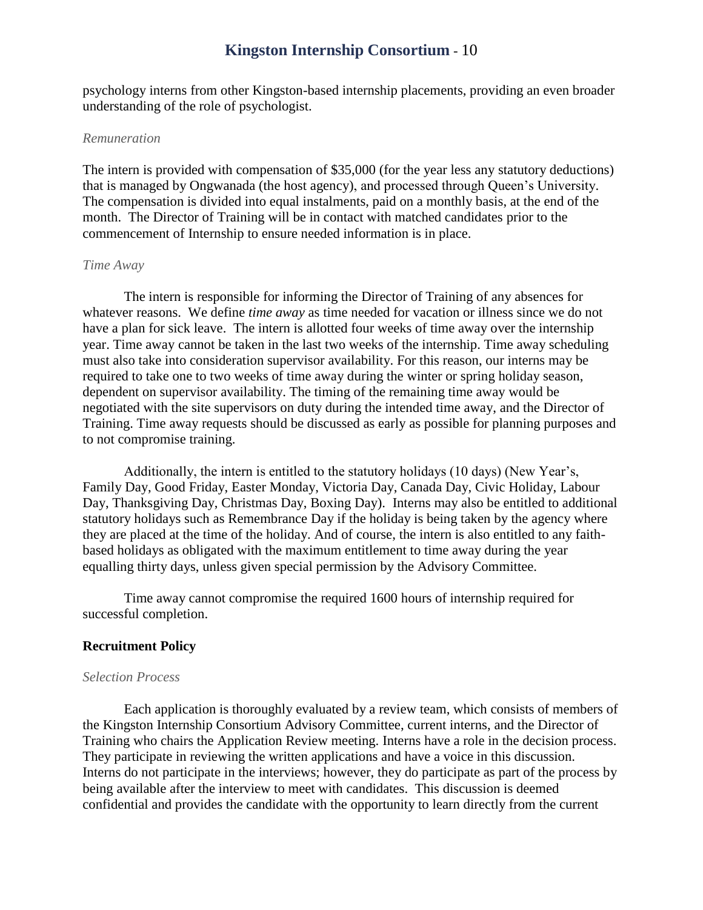psychology interns from other Kingston-based internship placements, providing an even broader understanding of the role of psychologist.

*Remuneration*

The intern is provided with compensation of $35,000 (for the year less any statutory deductions) that is managed by Ongwanada (the host agency), and processed through Queen's University. The compensation is divided into equal instalments, paid on a monthly basis, at the end of the month. The Director of Training will be in contact with matched candidates prior to the commencement of Internship to ensure needed information is in place.

*Time Away*

The intern is responsible for informing the Director of Training of any absences for whatever reasons. We define *time away* as time needed for vacation or illness since we do not have a plan for sick leave. The intern is allotted four weeks of time away over the internship year. Time away cannot be taken in the last two weeks of the internship. Time away scheduling must also take into consideration supervisor availability. For this reason, our interns may be required to take one to two weeks of time away during the winter or spring holiday season, dependent on supervisor availability. The timing of the remaining time away would be negotiated with the site supervisors on duty during the intended time away, and the Director of Training. Time away requests should be discussed as early as possible for planning purposes and to not compromise training.

Additionally, the intern is entitled to the statutory holidays (10 days) (New Year's, Family Day, Good Friday, Easter Monday, Victoria Day, Canada Day, Civic Holiday, Labour Day, Thanksgiving Day, Christmas Day, Boxing Day). Interns may also be entitled to additional statutory holidays such as Remembrance Day if the holiday is being taken by the agency where they are placed at the time of the holiday. And of course, the intern is also entitled to any faith-based holidays as obligated with the maximum entitlement to time away during the year equalling thirty days, unless given special permission by the Advisory Committee.

Time away cannot compromise the required 1600 hours of internship required for successful completion.

**Recruitment Policy**

*Selection Process*

Each application is thoroughly evaluated by a review team, which consists of members of the Kingston Internship Consortium Advisory Committee, current interns, and the Director of Training who chairs the Application Review meeting. Interns have a role in the decision process. They participate in reviewing the written applications and have a voice in this discussion. Interns do not participate in the interviews; however, they do participate as part of the process by being available after the interview to meet with candidates. This discussion is deemed confidential and provides the candidate with the opportunity to learn directly from the current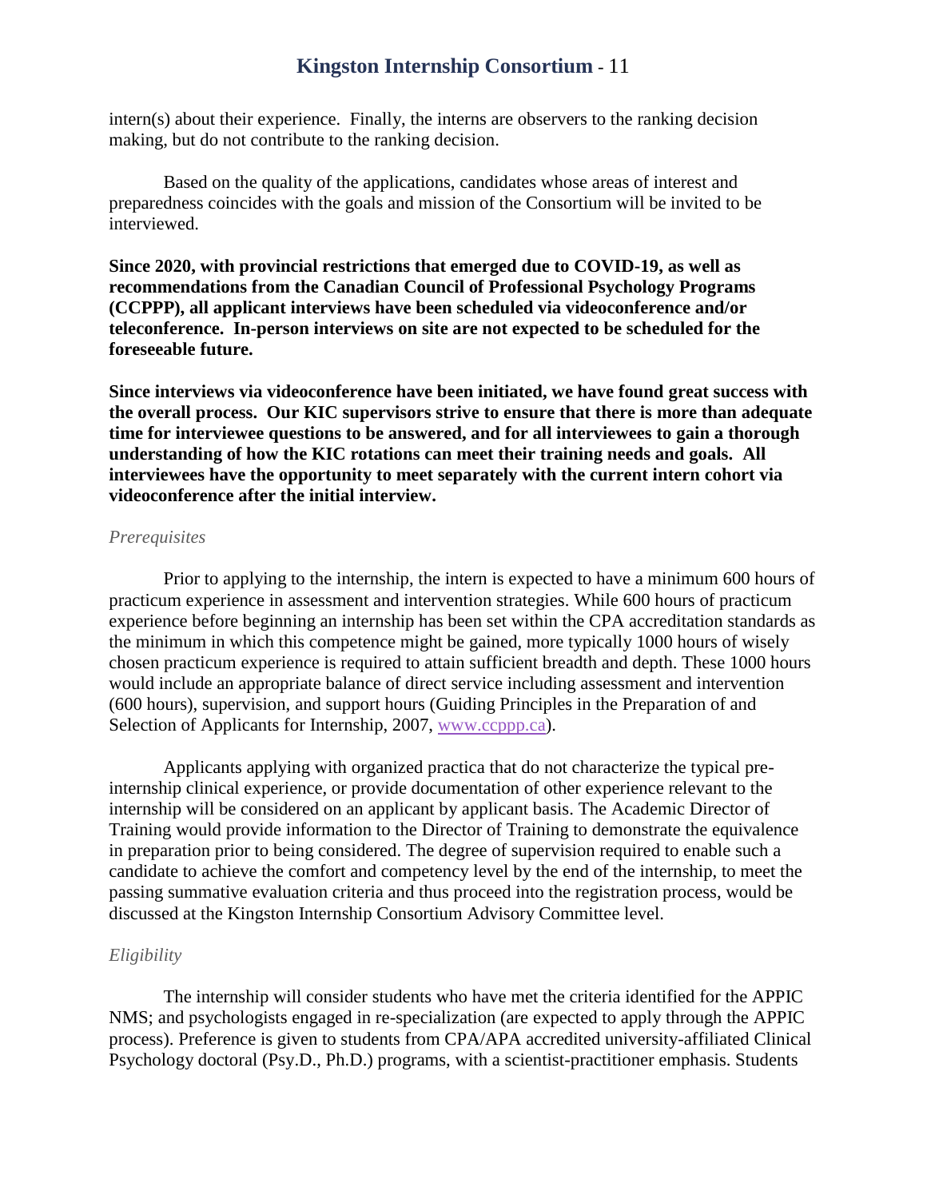intern(s) about their experience. Finally, the interns are observers to the ranking decision making, but do not contribute to the ranking decision.

Based on the quality of the applications, candidates whose areas of interest and preparedness coincides with the goals and mission of the Consortium will be invited to be interviewed.

**Since 2020, with provincial restrictions that emerged due to COVID-19, as well as recommendations from the Canadian Council of Professional Psychology Programs (CCPPP), all applicant interviews have been scheduled via videoconference and/or teleconference. In-person interviews on site are not expected to be scheduled for the foreseeable future.**

**Since interviews via videoconference have been initiated, we have found great success with the overall process. Our KIC supervisors strive to ensure that there is more than adequate time for interviewee questions to be answered, and for all interviewees to gain a thorough understanding of how the KIC rotations can meet their training needs and goals. All interviewees have the opportunity to meet separately with the current intern cohort via videoconference after the initial interview.**

*Prerequisites*

Prior to applying to the internship, the intern is expected to have a minimum 600 hours of practicum experience in assessment and intervention strategies. While 600 hours of practicum experience before beginning an internship has been set within the CPA accreditation standards as the minimum in which this competence might be gained, more typically 1000 hours of wisely chosen practicum experience is required to attain sufficient breadth and depth. These 1000 hours would include an appropriate balance of direct service including assessment and intervention (600 hours), supervision, and support hours (Guiding Principles in the Preparation of and Selection of Applicants for Internship, 2007, www.ccppp.ca).

Applicants applying with organized practica that do not characterize the typical pre-internship clinical experience, or provide documentation of other experience relevant to the internship will be considered on an applicant by applicant basis. The Academic Director of Training would provide information to the Director of Training to demonstrate the equivalence in preparation prior to being considered. The degree of supervision required to enable such a candidate to achieve the comfort and competency level by the end of the internship, to meet the passing summative evaluation criteria and thus proceed into the registration process, would be discussed at the Kingston Internship Consortium Advisory Committee level.

*Eligibility*

The internship will consider students who have met the criteria identified for the APPIC NMS; and psychologists engaged in re-specialization (are expected to apply through the APPIC process). Preference is given to students from CPA/APA accredited university-affiliated Clinical Psychology doctoral (Psy.D., Ph.D.) programs, with a scientist-practitioner emphasis. Students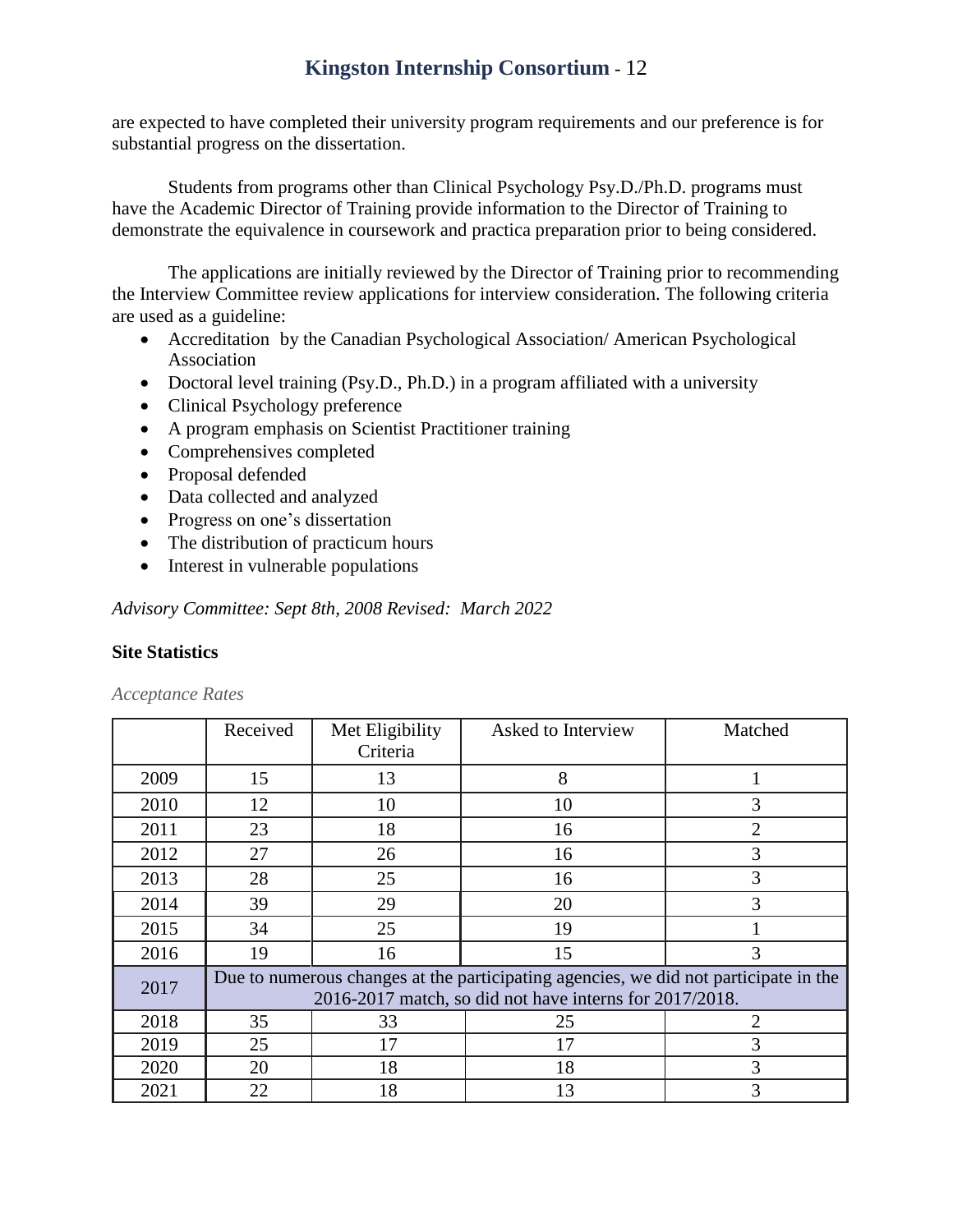are expected to have completed their university program requirements and our preference is for substantial progress on the dissertation.

Students from programs other than Clinical Psychology Psy.D./Ph.D. programs must have the Academic Director of Training provide information to the Director of Training to demonstrate the equivalence in coursework and practica preparation prior to being considered.

The applications are initially reviewed by the Director of Training prior to recommending the Interview Committee review applications for interview consideration. The following criteria are used as a guideline:

- Accreditation by the Canadian Psychological Association/ American Psychological Association
- Doctoral level training (Psy.D., Ph.D.) in a program affiliated with a university
- Clinical Psychology preference
- A program emphasis on Scientist Practitioner training
- Comprehensives completed
- Proposal defended
- Data collected and analyzed
- Progress on one's dissertation
- The distribution of practicum hours
- Interest in vulnerable populations

*Advisory Committee: Sept 8th, 2008 Revised: March 2022*

**Site Statistics**

*Acceptance Rates*

| | Received | Met Eligibility Criteria | Asked to Interview | Matched |
|---|---|---|---|---|
| 2009 | 15 | 13 | 8 | 1 |
| 2010 | 12 | 10 | 10 | 3 |
| 2011 | 23 | 18 | 16 | 2 |
| 2012 | 27 | 26 | 16 | 3 |
| 2013 | 28 | 25 | 16 | 3 |
| 2014 | 39 | 29 | 20 | 3 |
| 2015 | 34 | 25 | 19 | 1 |
| 2016 | 19 | 16 | 15 | 3 |
| 2017 | Due to numerous changes at the participating agencies, we did not participate in the 2016-2017 match, so did not have interns for 2017/2018. | | | |
| 2018 | 35 | 33 | 25 | 2 |
| 2019 | 25 | 17 | 17 | 3 |
| 2020 | 20 | 18 | 18 | 3 |
| 2021 | 22 | 18 | 13 | 3 |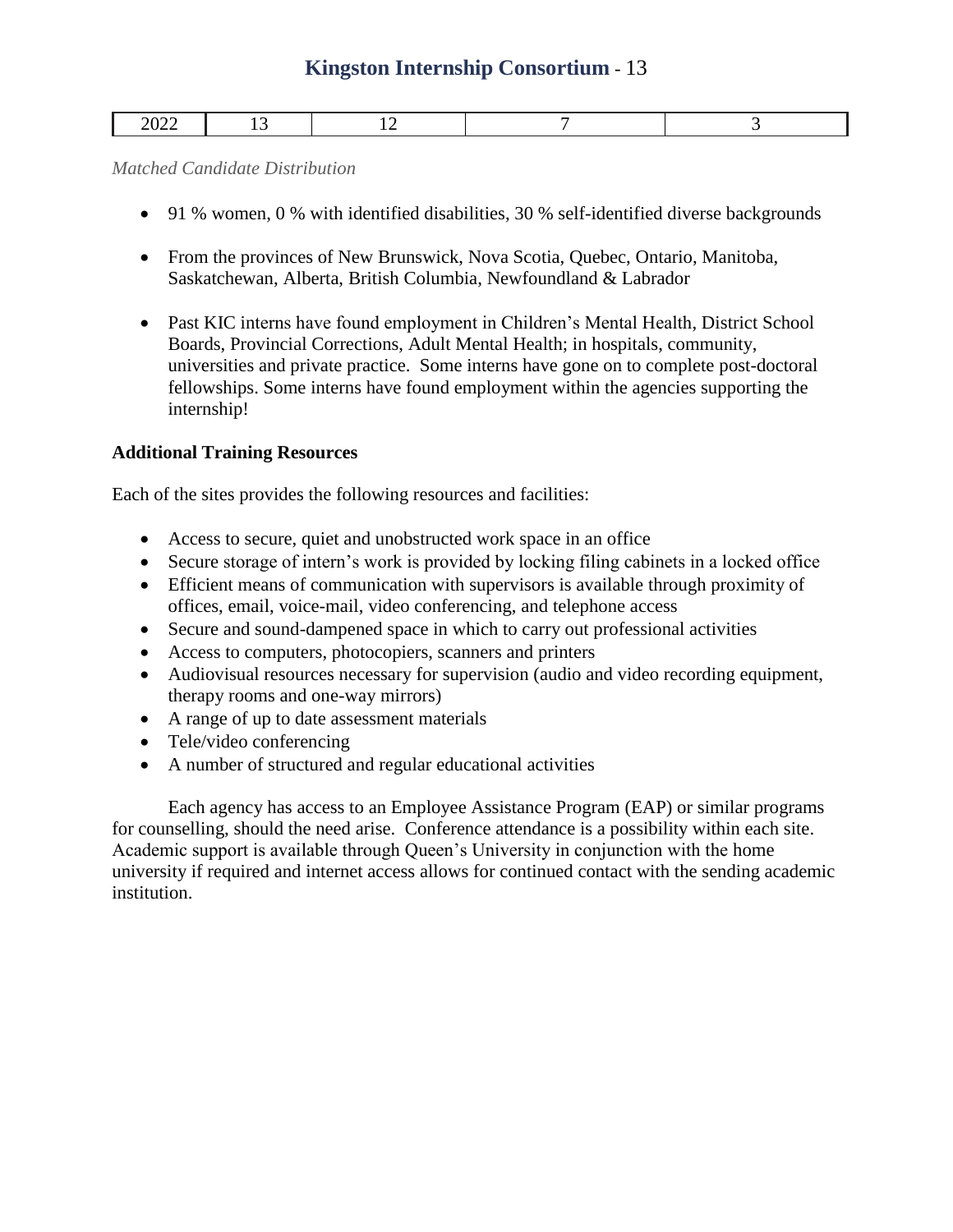| 2022 | 13 | 12 | 7 | 3 |
|---|---|---|---|---|

*Matched Candidate Distribution*

- 91 % women, 0 % with identified disabilities, 30 % self-identified diverse backgrounds
- From the provinces of New Brunswick, Nova Scotia, Quebec, Ontario, Manitoba, Saskatchewan, Alberta, British Columbia, Newfoundland & Labrador
- Past KIC interns have found employment in Children's Mental Health, District School Boards, Provincial Corrections, Adult Mental Health; in hospitals, community, universities and private practice. Some interns have gone on to complete post-doctoral fellowships. Some interns have found employment within the agencies supporting the internship!

**Additional Training Resources**

Each of the sites provides the following resources and facilities:

- Access to secure, quiet and unobstructed work space in an office
- Secure storage of intern's work is provided by locking filing cabinets in a locked office
- Efficient means of communication with supervisors is available through proximity of offices, email, voice-mail, video conferencing, and telephone access
- Secure and sound-dampened space in which to carry out professional activities
- Access to computers, photocopiers, scanners and printers
- Audiovisual resources necessary for supervision (audio and video recording equipment, therapy rooms and one-way mirrors)
- A range of up to date assessment materials
- Tele/video conferencing
- A number of structured and regular educational activities

Each agency has access to an Employee Assistance Program (EAP) or similar programs for counselling, should the need arise. Conference attendance is a possibility within each site. Academic support is available through Queen's University in conjunction with the home university if required and internet access allows for continued contact with the sending academic institution.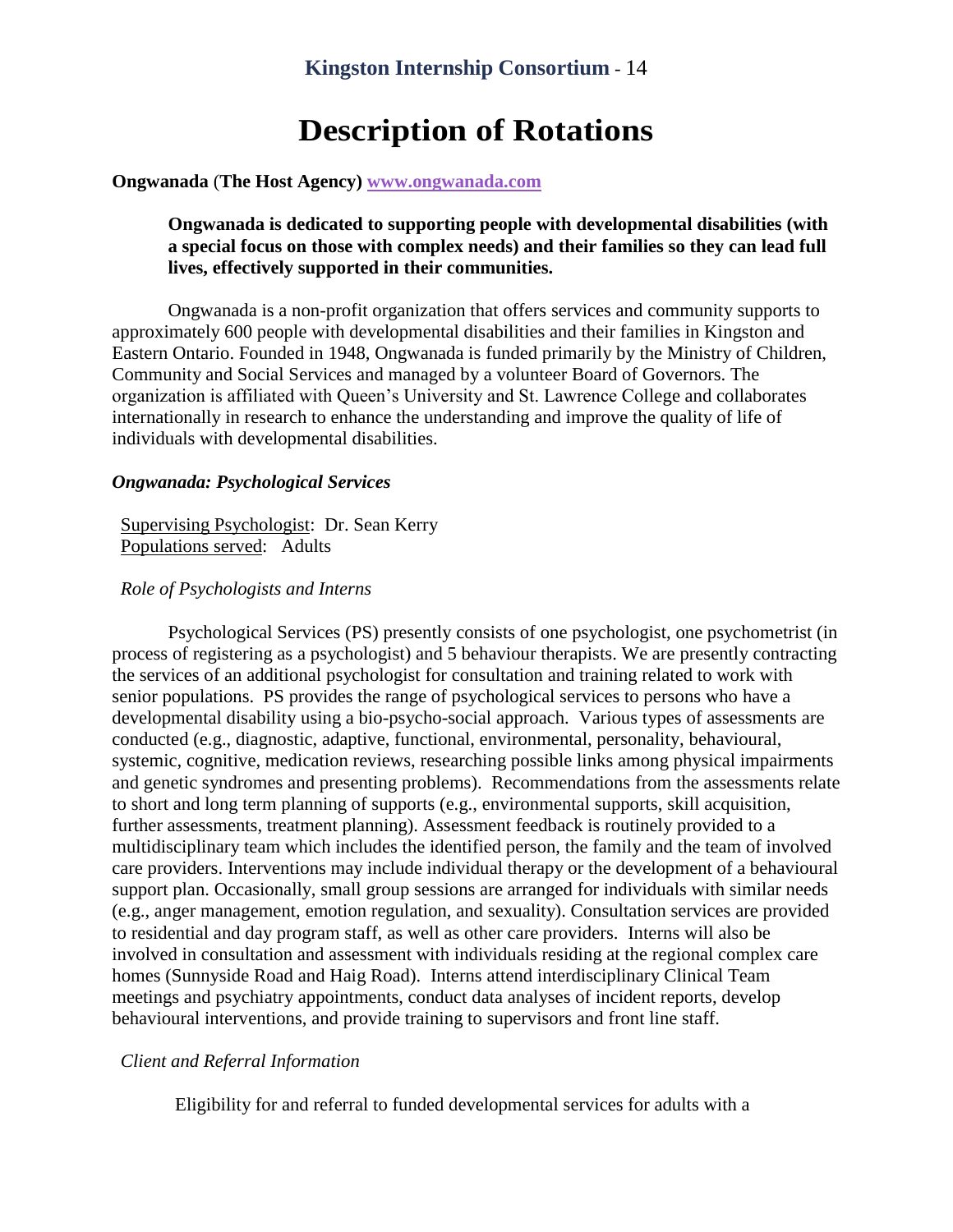# Description of Rotations

**Ongwanada** (**The Host Agency) [www.ongwanada.com](http://www.ongwanada.com)**

> **Ongwanada is dedicated to supporting people with developmental disabilities (with a special focus on those with complex needs) and their families so they can lead full lives, effectively supported in their communities.**

Ongwanada is a non-profit organization that offers services and community supports to approximately 600 people with developmental disabilities and their families in Kingston and Eastern Ontario. Founded in 1948, Ongwanada is funded primarily by the Ministry of Children, Community and Social Services and managed by a volunteer Board of Governors. The organization is affiliated with Queen's University and St. Lawrence College and collaborates internationally in research to enhance the understanding and improve the quality of life of individuals with developmental disabilities.

***Ongwanada: Psychological Services***

Supervising Psychologist: Dr. Sean Kerry
Populations served: Adults

*Role of Psychologists and Interns*

Psychological Services (PS) presently consists of one psychologist, one psychometrist (in process of registering as a psychologist) and 5 behaviour therapists. We are presently contracting the services of an additional psychologist for consultation and training related to work with senior populations. PS provides the range of psychological services to persons who have a developmental disability using a bio-psycho-social approach. Various types of assessments are conducted (e.g., diagnostic, adaptive, functional, environmental, personality, behavioural, systemic, cognitive, medication reviews, researching possible links among physical impairments and genetic syndromes and presenting problems). Recommendations from the assessments relate to short and long term planning of supports (e.g., environmental supports, skill acquisition, further assessments, treatment planning). Assessment feedback is routinely provided to a multidisciplinary team which includes the identified person, the family and the team of involved care providers. Interventions may include individual therapy or the development of a behavioural support plan. Occasionally, small group sessions are arranged for individuals with similar needs (e.g., anger management, emotion regulation, and sexuality). Consultation services are provided to residential and day program staff, as well as other care providers. Interns will also be involved in consultation and assessment with individuals residing at the regional complex care homes (Sunnyside Road and Haig Road). Interns attend interdisciplinary Clinical Team meetings and psychiatry appointments, conduct data analyses of incident reports, develop behavioural interventions, and provide training to supervisors and front line staff.

*Client and Referral Information*

Eligibility for and referral to funded developmental services for adults with a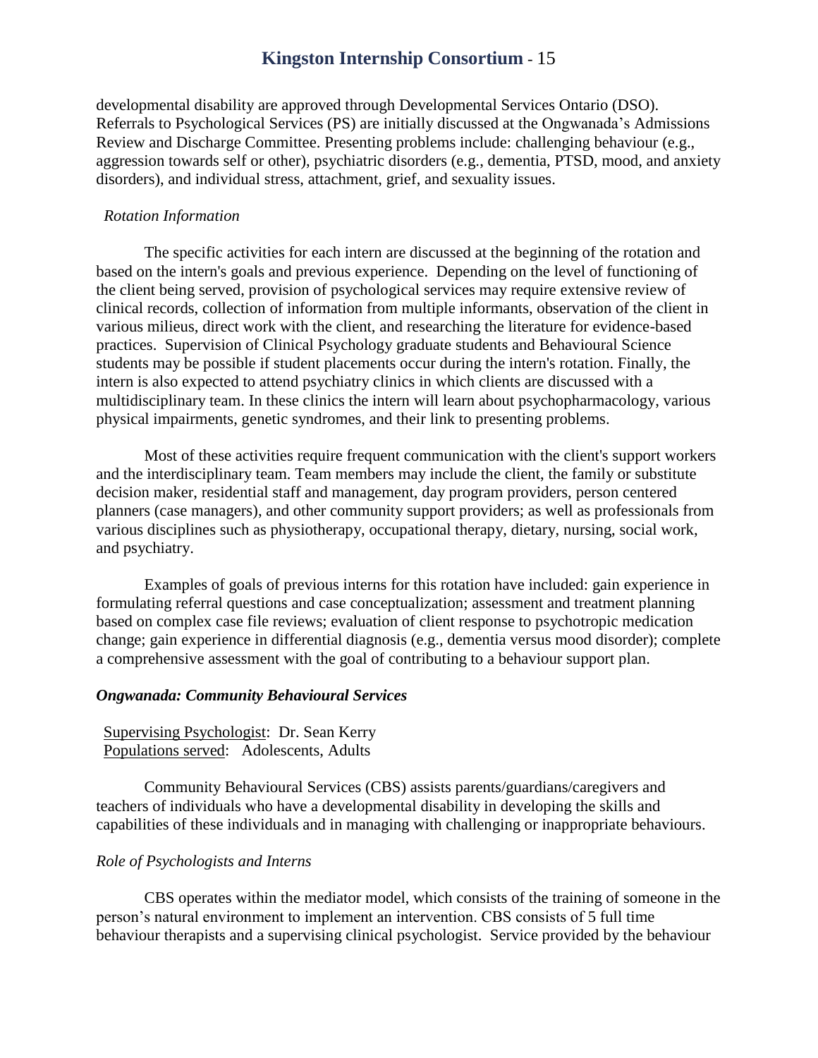developmental disability are approved through Developmental Services Ontario (DSO). Referrals to Psychological Services (PS) are initially discussed at the Ongwanada's Admissions Review and Discharge Committee. Presenting problems include: challenging behaviour (e.g., aggression towards self or other), psychiatric disorders (e.g., dementia, PTSD, mood, and anxiety disorders), and individual stress, attachment, grief, and sexuality issues.

*Rotation Information*

The specific activities for each intern are discussed at the beginning of the rotation and based on the intern's goals and previous experience. Depending on the level of functioning of the client being served, provision of psychological services may require extensive review of clinical records, collection of information from multiple informants, observation of the client in various milieus, direct work with the client, and researching the literature for evidence-based practices. Supervision of Clinical Psychology graduate students and Behavioural Science students may be possible if student placements occur during the intern's rotation. Finally, the intern is also expected to attend psychiatry clinics in which clients are discussed with a multidisciplinary team. In these clinics the intern will learn about psychopharmacology, various physical impairments, genetic syndromes, and their link to presenting problems.

Most of these activities require frequent communication with the client's support workers and the interdisciplinary team. Team members may include the client, the family or substitute decision maker, residential staff and management, day program providers, person centered planners (case managers), and other community support providers; as well as professionals from various disciplines such as physiotherapy, occupational therapy, dietary, nursing, social work, and psychiatry.

Examples of goals of previous interns for this rotation have included: gain experience in formulating referral questions and case conceptualization; assessment and treatment planning based on complex case file reviews; evaluation of client response to psychotropic medication change; gain experience in differential diagnosis (e.g., dementia versus mood disorder); complete a comprehensive assessment with the goal of contributing to a behaviour support plan.

***Ongwanada: Community Behavioural Services***

Supervising Psychologist: Dr. Sean Kerry
Populations served: Adolescents, Adults

Community Behavioural Services (CBS) assists parents/guardians/caregivers and teachers of individuals who have a developmental disability in developing the skills and capabilities of these individuals and in managing with challenging or inappropriate behaviours.

*Role of Psychologists and Interns*

CBS operates within the mediator model, which consists of the training of someone in the person's natural environment to implement an intervention. CBS consists of 5 full time behaviour therapists and a supervising clinical psychologist. Service provided by the behaviour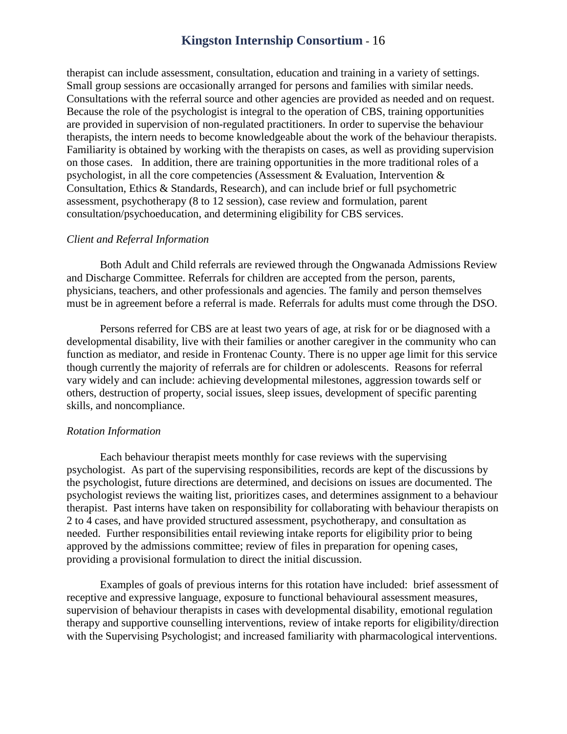therapist can include assessment, consultation, education and training in a variety of settings. Small group sessions are occasionally arranged for persons and families with similar needs. Consultations with the referral source and other agencies are provided as needed and on request. Because the role of the psychologist is integral to the operation of CBS, training opportunities are provided in supervision of non-regulated practitioners. In order to supervise the behaviour therapists, the intern needs to become knowledgeable about the work of the behaviour therapists. Familiarity is obtained by working with the therapists on cases, as well as providing supervision on those cases. In addition, there are training opportunities in the more traditional roles of a psychologist, in all the core competencies (Assessment & Evaluation, Intervention & Consultation, Ethics & Standards, Research), and can include brief or full psychometric assessment, psychotherapy (8 to 12 session), case review and formulation, parent consultation/psychoeducation, and determining eligibility for CBS services.

*Client and Referral Information*

Both Adult and Child referrals are reviewed through the Ongwanada Admissions Review and Discharge Committee. Referrals for children are accepted from the person, parents, physicians, teachers, and other professionals and agencies. The family and person themselves must be in agreement before a referral is made. Referrals for adults must come through the DSO.

Persons referred for CBS are at least two years of age, at risk for or be diagnosed with a developmental disability, live with their families or another caregiver in the community who can function as mediator, and reside in Frontenac County. There is no upper age limit for this service though currently the majority of referrals are for children or adolescents. Reasons for referral vary widely and can include: achieving developmental milestones, aggression towards self or others, destruction of property, social issues, sleep issues, development of specific parenting skills, and noncompliance.

*Rotation Information*

Each behaviour therapist meets monthly for case reviews with the supervising psychologist. As part of the supervising responsibilities, records are kept of the discussions by the psychologist, future directions are determined, and decisions on issues are documented. The psychologist reviews the waiting list, prioritizes cases, and determines assignment to a behaviour therapist. Past interns have taken on responsibility for collaborating with behaviour therapists on 2 to 4 cases, and have provided structured assessment, psychotherapy, and consultation as needed. Further responsibilities entail reviewing intake reports for eligibility prior to being approved by the admissions committee; review of files in preparation for opening cases, providing a provisional formulation to direct the initial discussion.

Examples of goals of previous interns for this rotation have included: brief assessment of receptive and expressive language, exposure to functional behavioural assessment measures, supervision of behaviour therapists in cases with developmental disability, emotional regulation therapy and supportive counselling interventions, review of intake reports for eligibility/direction with the Supervising Psychologist; and increased familiarity with pharmacological interventions.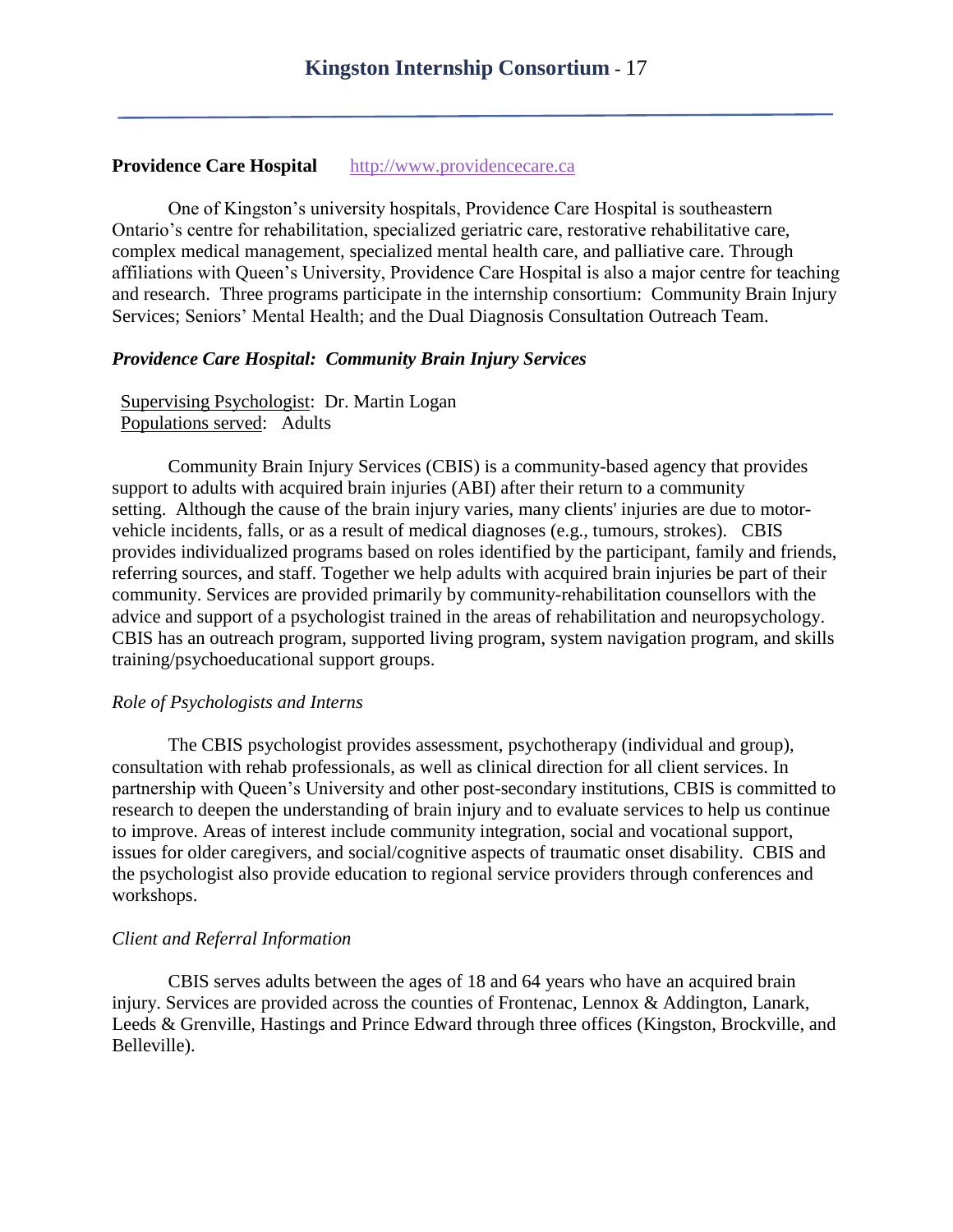**Providence Care Hospital** http://www.providencecare.ca

One of Kingston's university hospitals, Providence Care Hospital is southeastern Ontario's centre for rehabilitation, specialized geriatric care, restorative rehabilitative care, complex medical management, specialized mental health care, and palliative care. Through affiliations with Queen's University, Providence Care Hospital is also a major centre for teaching and research. Three programs participate in the internship consortium: Community Brain Injury Services; Seniors' Mental Health; and the Dual Diagnosis Consultation Outreach Team.

***Providence Care Hospital: Community Brain Injury Services***

Supervising Psychologist: Dr. Martin Logan
Populations served: Adults

Community Brain Injury Services (CBIS) is a community-based agency that provides support to adults with acquired brain injuries (ABI) after their return to a community setting. Although the cause of the brain injury varies, many clients' injuries are due to motor-vehicle incidents, falls, or as a result of medical diagnoses (e.g., tumours, strokes). CBIS provides individualized programs based on roles identified by the participant, family and friends, referring sources, and staff. Together we help adults with acquired brain injuries be part of their community. Services are provided primarily by community-rehabilitation counsellors with the advice and support of a psychologist trained in the areas of rehabilitation and neuropsychology. CBIS has an outreach program, supported living program, system navigation program, and skills training/psychoeducational support groups.

*Role of Psychologists and Interns*

The CBIS psychologist provides assessment, psychotherapy (individual and group), consultation with rehab professionals, as well as clinical direction for all client services. In partnership with Queen's University and other post-secondary institutions, CBIS is committed to research to deepen the understanding of brain injury and to evaluate services to help us continue to improve. Areas of interest include community integration, social and vocational support, issues for older caregivers, and social/cognitive aspects of traumatic onset disability. CBIS and the psychologist also provide education to regional service providers through conferences and workshops.

*Client and Referral Information*

CBIS serves adults between the ages of 18 and 64 years who have an acquired brain injury. Services are provided across the counties of Frontenac, Lennox & Addington, Lanark, Leeds & Grenville, Hastings and Prince Edward through three offices (Kingston, Brockville, and Belleville).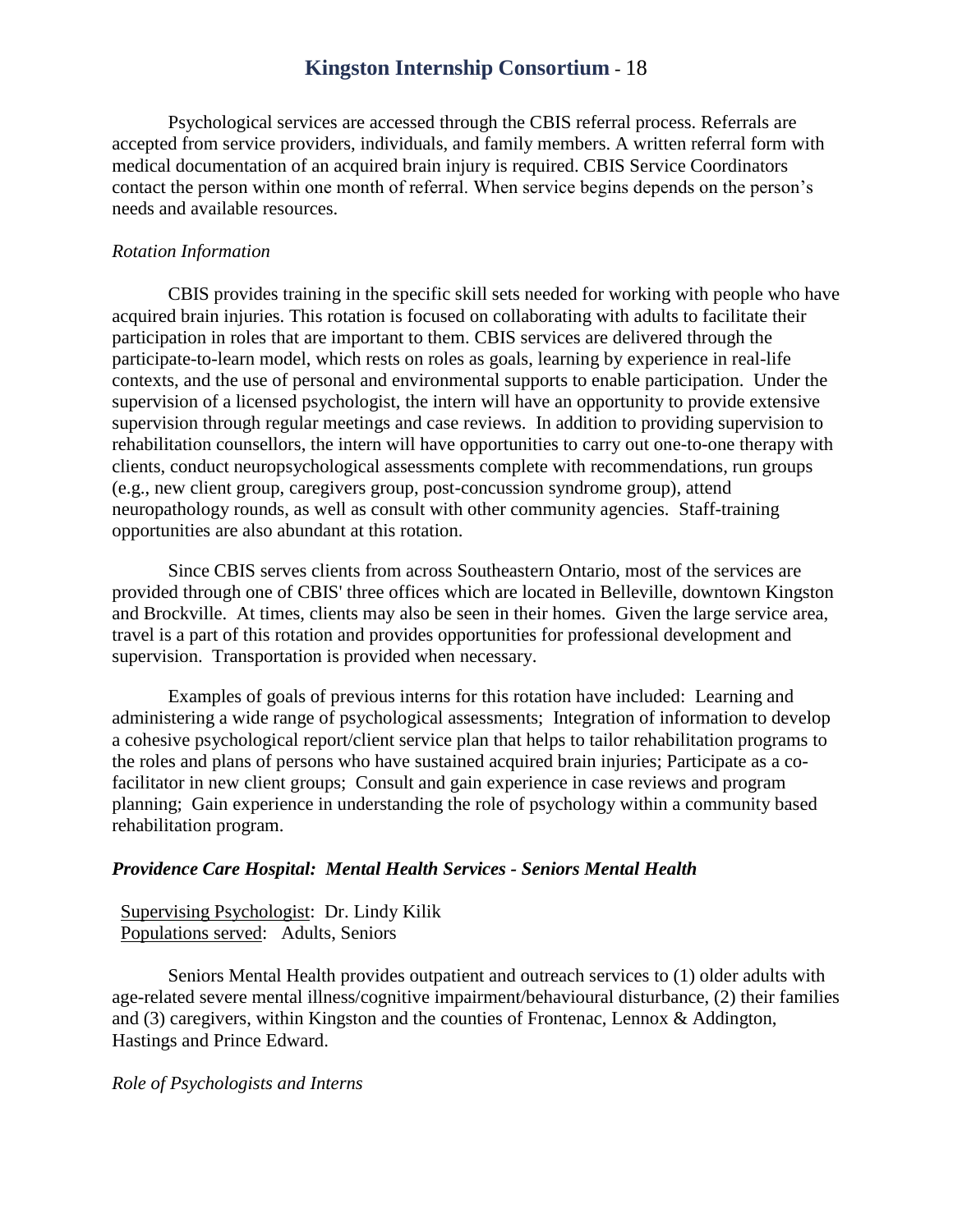Psychological services are accessed through the CBIS referral process. Referrals are accepted from service providers, individuals, and family members. A written referral form with medical documentation of an acquired brain injury is required. CBIS Service Coordinators contact the person within one month of referral. When service begins depends on the person's needs and available resources.

*Rotation Information*

CBIS provides training in the specific skill sets needed for working with people who have acquired brain injuries. This rotation is focused on collaborating with adults to facilitate their participation in roles that are important to them. CBIS services are delivered through the participate-to-learn model, which rests on roles as goals, learning by experience in real-life contexts, and the use of personal and environmental supports to enable participation. Under the supervision of a licensed psychologist, the intern will have an opportunity to provide extensive supervision through regular meetings and case reviews. In addition to providing supervision to rehabilitation counsellors, the intern will have opportunities to carry out one-to-one therapy with clients, conduct neuropsychological assessments complete with recommendations, run groups (e.g., new client group, caregivers group, post-concussion syndrome group), attend neuropathology rounds, as well as consult with other community agencies. Staff-training opportunities are also abundant at this rotation.

Since CBIS serves clients from across Southeastern Ontario, most of the services are provided through one of CBIS' three offices which are located in Belleville, downtown Kingston and Brockville. At times, clients may also be seen in their homes. Given the large service area, travel is a part of this rotation and provides opportunities for professional development and supervision. Transportation is provided when necessary.

Examples of goals of previous interns for this rotation have included: Learning and administering a wide range of psychological assessments; Integration of information to develop a cohesive psychological report/client service plan that helps to tailor rehabilitation programs to the roles and plans of persons who have sustained acquired brain injuries; Participate as a co-facilitator in new client groups; Consult and gain experience in case reviews and program planning; Gain experience in understanding the role of psychology within a community based rehabilitation program.

### ***Providence Care Hospital: Mental Health Services - Seniors Mental Health***

Supervising Psychologist: Dr. Lindy Kilik
Populations served: Adults, Seniors

Seniors Mental Health provides outpatient and outreach services to (1) older adults with age-related severe mental illness/cognitive impairment/behavioural disturbance, (2) their families and (3) caregivers, within Kingston and the counties of Frontenac, Lennox & Addington, Hastings and Prince Edward.

*Role of Psychologists and Interns*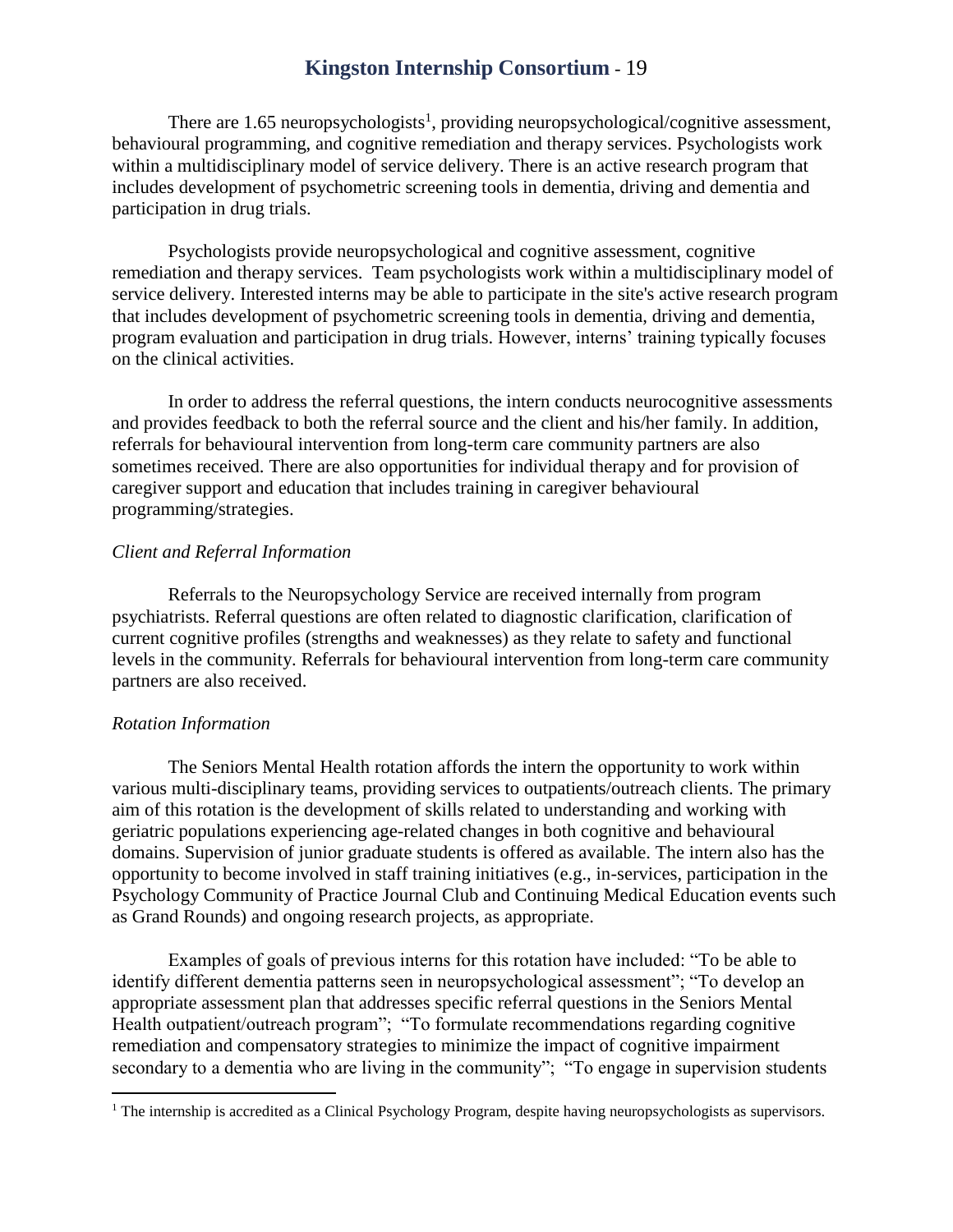There are 1.65 neuropsychologists[1], providing neuropsychological/cognitive assessment, behavioural programming, and cognitive remediation and therapy services. Psychologists work within a multidisciplinary model of service delivery. There is an active research program that includes development of psychometric screening tools in dementia, driving and dementia and participation in drug trials.

Psychologists provide neuropsychological and cognitive assessment, cognitive remediation and therapy services. Team psychologists work within a multidisciplinary model of service delivery. Interested interns may be able to participate in the site's active research program that includes development of psychometric screening tools in dementia, driving and dementia, program evaluation and participation in drug trials. However, interns' training typically focuses on the clinical activities.

In order to address the referral questions, the intern conducts neurocognitive assessments and provides feedback to both the referral source and the client and his/her family. In addition, referrals for behavioural intervention from long-term care community partners are also sometimes received. There are also opportunities for individual therapy and for provision of caregiver support and education that includes training in caregiver behavioural programming/strategies.

*Client and Referral Information*

Referrals to the Neuropsychology Service are received internally from program psychiatrists. Referral questions are often related to diagnostic clarification, clarification of current cognitive profiles (strengths and weaknesses) as they relate to safety and functional levels in the community. Referrals for behavioural intervention from long-term care community partners are also received.

*Rotation Information*

The Seniors Mental Health rotation affords the intern the opportunity to work within various multi-disciplinary teams, providing services to outpatients/outreach clients. The primary aim of this rotation is the development of skills related to understanding and working with geriatric populations experiencing age-related changes in both cognitive and behavioural domains. Supervision of junior graduate students is offered as available. The intern also has the opportunity to become involved in staff training initiatives (e.g., in-services, participation in the Psychology Community of Practice Journal Club and Continuing Medical Education events such as Grand Rounds) and ongoing research projects, as appropriate.

Examples of goals of previous interns for this rotation have included: "To be able to identify different dementia patterns seen in neuropsychological assessment"; "To develop an appropriate assessment plan that addresses specific referral questions in the Seniors Mental Health outpatient/outreach program"; "To formulate recommendations regarding cognitive remediation and compensatory strategies to minimize the impact of cognitive impairment secondary to a dementia who are living in the community"; "To engage in supervision students

[1] The internship is accredited as a Clinical Psychology Program, despite having neuropsychologists as supervisors.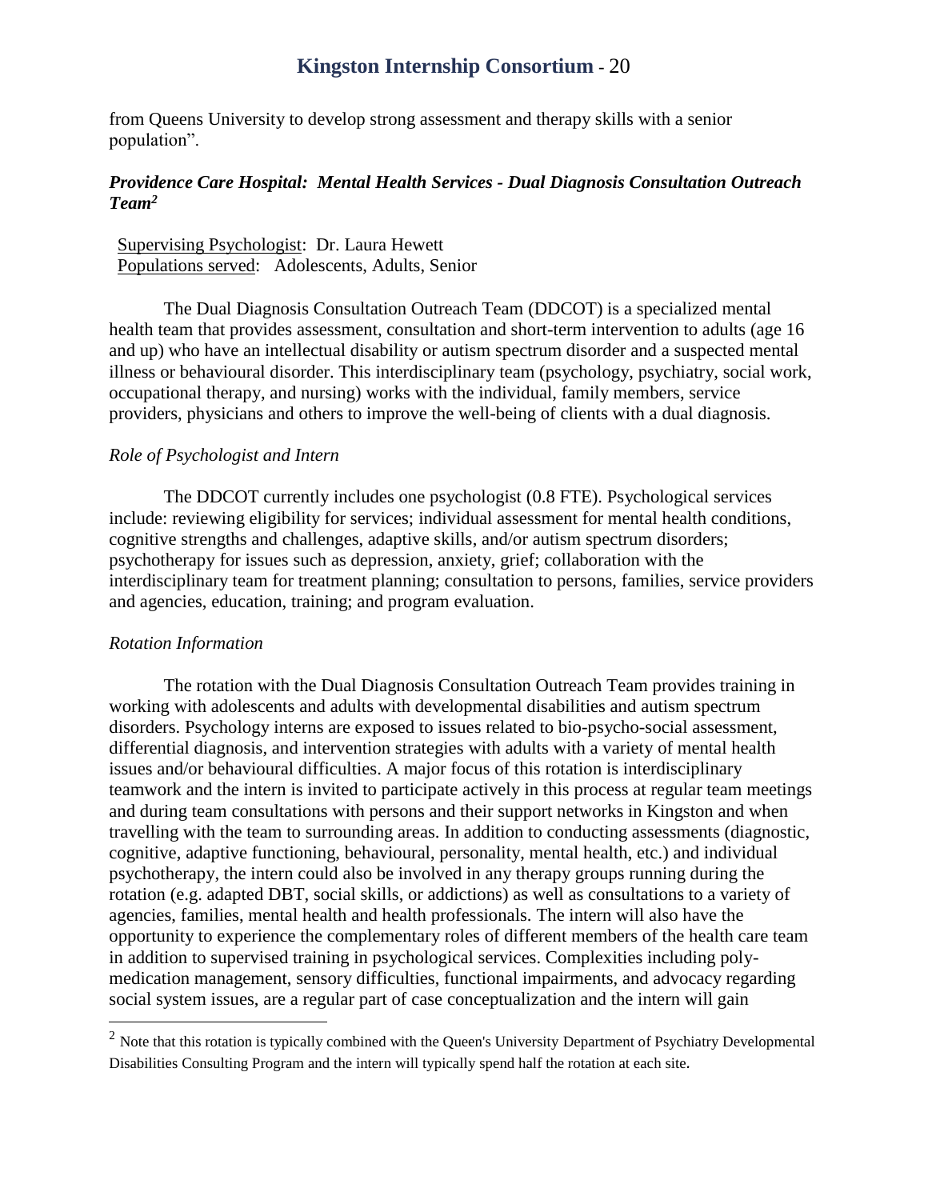from Queens University to develop strong assessment and therapy skills with a senior population".

### *Providence Care Hospital: Mental Health Services - Dual Diagnosis Consultation Outreach Team*[2]

Supervising Psychologist: Dr. Laura Hewett
Populations served: Adolescents, Adults, Senior

The Dual Diagnosis Consultation Outreach Team (DDCOT) is a specialized mental health team that provides assessment, consultation and short-term intervention to adults (age 16 and up) who have an intellectual disability or autism spectrum disorder and a suspected mental illness or behavioural disorder. This interdisciplinary team (psychology, psychiatry, social work, occupational therapy, and nursing) works with the individual, family members, service providers, physicians and others to improve the well-being of clients with a dual diagnosis.

*Role of Psychologist and Intern*

The DDCOT currently includes one psychologist (0.8 FTE). Psychological services include: reviewing eligibility for services; individual assessment for mental health conditions, cognitive strengths and challenges, adaptive skills, and/or autism spectrum disorders; psychotherapy for issues such as depression, anxiety, grief; collaboration with the interdisciplinary team for treatment planning; consultation to persons, families, service providers and agencies, education, training; and program evaluation.

*Rotation Information*

The rotation with the Dual Diagnosis Consultation Outreach Team provides training in working with adolescents and adults with developmental disabilities and autism spectrum disorders. Psychology interns are exposed to issues related to bio-psycho-social assessment, differential diagnosis, and intervention strategies with adults with a variety of mental health issues and/or behavioural difficulties. A major focus of this rotation is interdisciplinary teamwork and the intern is invited to participate actively in this process at regular team meetings and during team consultations with persons and their support networks in Kingston and when travelling with the team to surrounding areas. In addition to conducting assessments (diagnostic, cognitive, adaptive functioning, behavioural, personality, mental health, etc.) and individual psychotherapy, the intern could also be involved in any therapy groups running during the rotation (e.g. adapted DBT, social skills, or addictions) as well as consultations to a variety of agencies, families, mental health and health professionals. The intern will also have the opportunity to experience the complementary roles of different members of the health care team in addition to supervised training in psychological services. Complexities including poly-medication management, sensory difficulties, functional impairments, and advocacy regarding social system issues, are a regular part of case conceptualization and the intern will gain

---

[2] Note that this rotation is typically combined with the Queen's University Department of Psychiatry Developmental Disabilities Consulting Program and the intern will typically spend half the rotation at each site.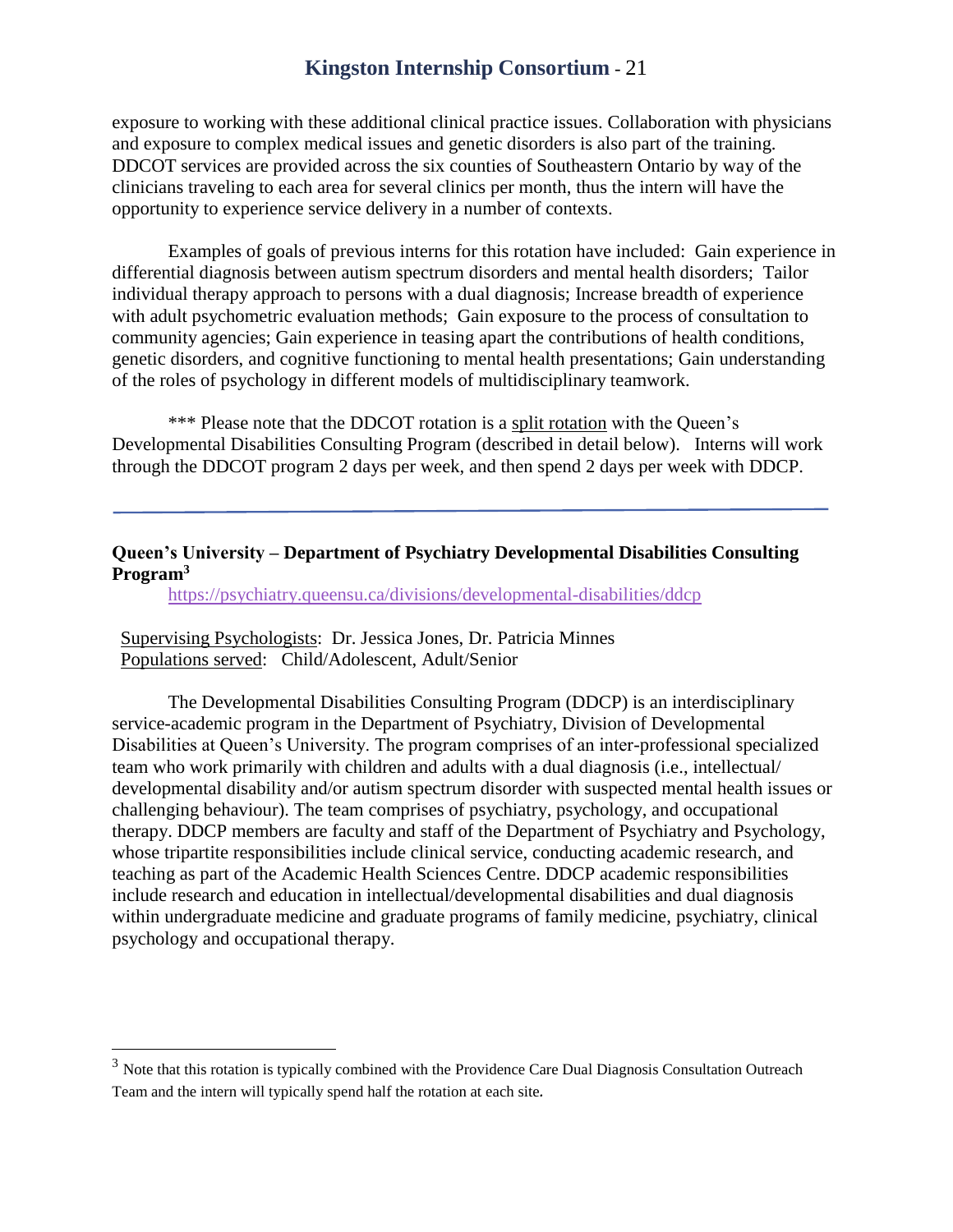exposure to working with these additional clinical practice issues. Collaboration with physicians and exposure to complex medical issues and genetic disorders is also part of the training. DDCOT services are provided across the six counties of Southeastern Ontario by way of the clinicians traveling to each area for several clinics per month, thus the intern will have the opportunity to experience service delivery in a number of contexts.

Examples of goals of previous interns for this rotation have included: Gain experience in differential diagnosis between autism spectrum disorders and mental health disorders; Tailor individual therapy approach to persons with a dual diagnosis; Increase breadth of experience with adult psychometric evaluation methods; Gain exposure to the process of consultation to community agencies; Gain experience in teasing apart the contributions of health conditions, genetic disorders, and cognitive functioning to mental health presentations; Gain understanding of the roles of psychology in different models of multidisciplinary teamwork.

*** Please note that the DDCOT rotation is a split rotation with the Queen's Developmental Disabilities Consulting Program (described in detail below). Interns will work through the DDCOT program 2 days per week, and then spend 2 days per week with DDCP.

---

**Queen's University – Department of Psychiatry Developmental Disabilities Consulting Program**[3]

https://psychiatry.queensu.ca/divisions/developmental-disabilities/ddcp

Supervising Psychologists: Dr. Jessica Jones, Dr. Patricia Minnes
Populations served: Child/Adolescent, Adult/Senior

The Developmental Disabilities Consulting Program (DDCP) is an interdisciplinary service-academic program in the Department of Psychiatry, Division of Developmental Disabilities at Queen's University. The program comprises of an inter-professional specialized team who work primarily with children and adults with a dual diagnosis (i.e., intellectual/ developmental disability and/or autism spectrum disorder with suspected mental health issues or challenging behaviour). The team comprises of psychiatry, psychology, and occupational therapy. DDCP members are faculty and staff of the Department of Psychiatry and Psychology, whose tripartite responsibilities include clinical service, conducting academic research, and teaching as part of the Academic Health Sciences Centre. DDCP academic responsibilities include research and education in intellectual/developmental disabilities and dual diagnosis within undergraduate medicine and graduate programs of family medicine, psychiatry, clinical psychology and occupational therapy.

---

[3] Note that this rotation is typically combined with the Providence Care Dual Diagnosis Consultation Outreach Team and the intern will typically spend half the rotation at each site.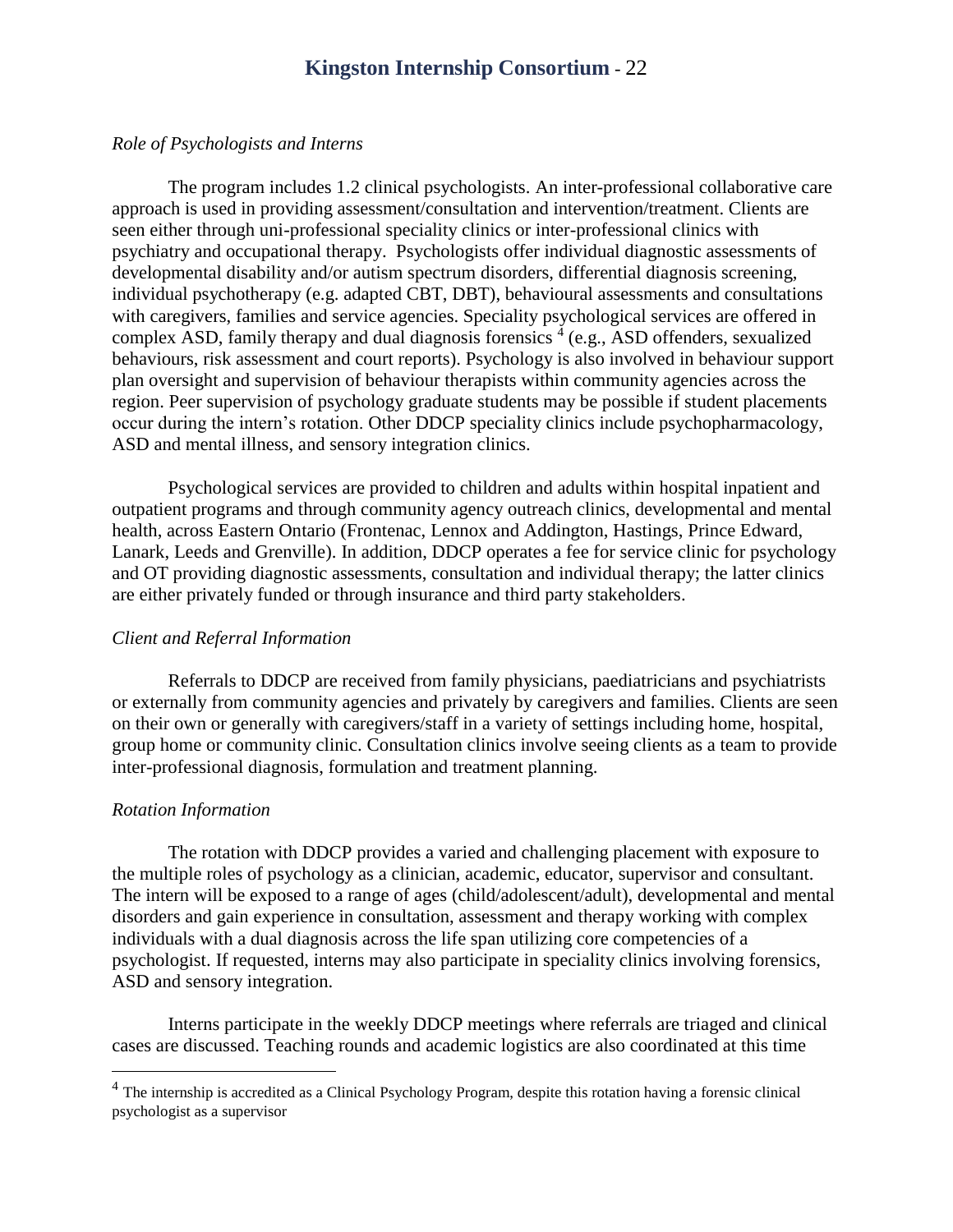*Role of Psychologists and Interns*

The program includes 1.2 clinical psychologists. An inter-professional collaborative care approach is used in providing assessment/consultation and intervention/treatment. Clients are seen either through uni-professional speciality clinics or inter-professional clinics with psychiatry and occupational therapy. Psychologists offer individual diagnostic assessments of developmental disability and/or autism spectrum disorders, differential diagnosis screening, individual psychotherapy (e.g. adapted CBT, DBT), behavioural assessments and consultations with caregivers, families and service agencies. Speciality psychological services are offered in complex ASD, family therapy and dual diagnosis forensics [4] (e.g., ASD offenders, sexualized behaviours, risk assessment and court reports). Psychology is also involved in behaviour support plan oversight and supervision of behaviour therapists within community agencies across the region. Peer supervision of psychology graduate students may be possible if student placements occur during the intern's rotation. Other DDCP speciality clinics include psychopharmacology, ASD and mental illness, and sensory integration clinics.

Psychological services are provided to children and adults within hospital inpatient and outpatient programs and through community agency outreach clinics, developmental and mental health, across Eastern Ontario (Frontenac, Lennox and Addington, Hastings, Prince Edward, Lanark, Leeds and Grenville). In addition, DDCP operates a fee for service clinic for psychology and OT providing diagnostic assessments, consultation and individual therapy; the latter clinics are either privately funded or through insurance and third party stakeholders.

*Client and Referral Information*

Referrals to DDCP are received from family physicians, paediatricians and psychiatrists or externally from community agencies and privately by caregivers and families. Clients are seen on their own or generally with caregivers/staff in a variety of settings including home, hospital, group home or community clinic. Consultation clinics involve seeing clients as a team to provide inter-professional diagnosis, formulation and treatment planning.

*Rotation Information*

The rotation with DDCP provides a varied and challenging placement with exposure to the multiple roles of psychology as a clinician, academic, educator, supervisor and consultant. The intern will be exposed to a range of ages (child/adolescent/adult), developmental and mental disorders and gain experience in consultation, assessment and therapy working with complex individuals with a dual diagnosis across the life span utilizing core competencies of a psychologist. If requested, interns may also participate in speciality clinics involving forensics, ASD and sensory integration.

Interns participate in the weekly DDCP meetings where referrals are triaged and clinical cases are discussed. Teaching rounds and academic logistics are also coordinated at this time

[4] The internship is accredited as a Clinical Psychology Program, despite this rotation having a forensic clinical psychologist as a supervisor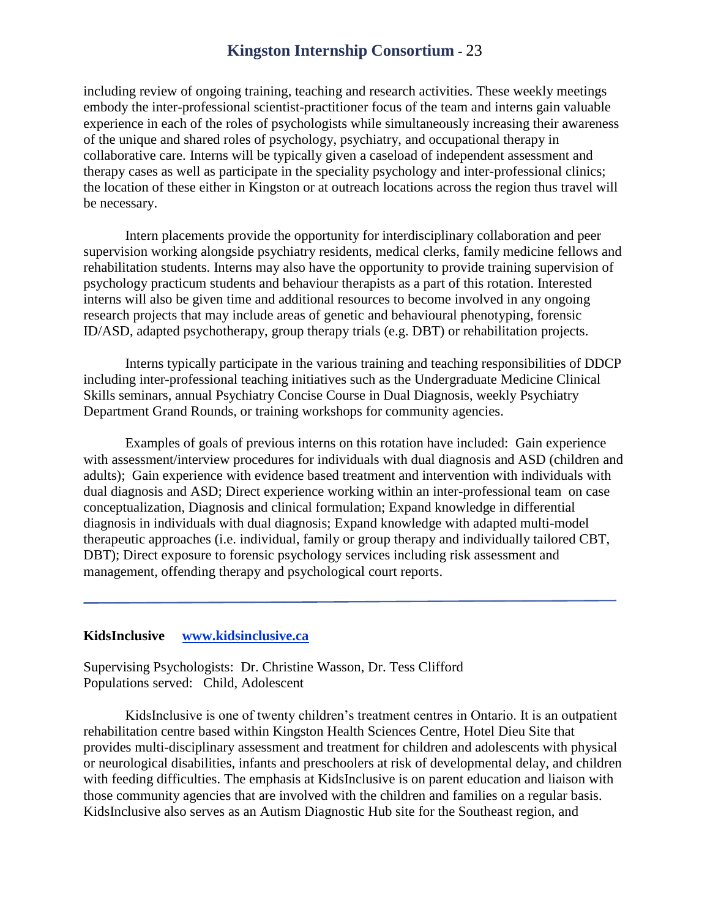including review of ongoing training, teaching and research activities. These weekly meetings embody the inter-professional scientist-practitioner focus of the team and interns gain valuable experience in each of the roles of psychologists while simultaneously increasing their awareness of the unique and shared roles of psychology, psychiatry, and occupational therapy in collaborative care. Interns will be typically given a caseload of independent assessment and therapy cases as well as participate in the speciality psychology and inter-professional clinics; the location of these either in Kingston or at outreach locations across the region thus travel will be necessary.

Intern placements provide the opportunity for interdisciplinary collaboration and peer supervision working alongside psychiatry residents, medical clerks, family medicine fellows and rehabilitation students. Interns may also have the opportunity to provide training supervision of psychology practicum students and behaviour therapists as a part of this rotation. Interested interns will also be given time and additional resources to become involved in any ongoing research projects that may include areas of genetic and behavioural phenotyping, forensic ID/ASD, adapted psychotherapy, group therapy trials (e.g. DBT) or rehabilitation projects.

Interns typically participate in the various training and teaching responsibilities of DDCP including inter-professional teaching initiatives such as the Undergraduate Medicine Clinical Skills seminars, annual Psychiatry Concise Course in Dual Diagnosis, weekly Psychiatry Department Grand Rounds, or training workshops for community agencies.

Examples of goals of previous interns on this rotation have included: Gain experience with assessment/interview procedures for individuals with dual diagnosis and ASD (children and adults); Gain experience with evidence based treatment and intervention with individuals with dual diagnosis and ASD; Direct experience working within an inter-professional team on case conceptualization, Diagnosis and clinical formulation; Expand knowledge in differential diagnosis in individuals with dual diagnosis; Expand knowledge with adapted multi-model therapeutic approaches (i.e. individual, family or group therapy and individually tailored CBT, DBT); Direct exposure to forensic psychology services including risk assessment and management, offending therapy and psychological court reports.

---

**KidsInclusive** [www.kidsinclusive.ca](www.kidsinclusive.ca)

Supervising Psychologists: Dr. Christine Wasson, Dr. Tess Clifford
Populations served: Child, Adolescent

KidsInclusive is one of twenty children's treatment centres in Ontario. It is an outpatient rehabilitation centre based within Kingston Health Sciences Centre, Hotel Dieu Site that provides multi-disciplinary assessment and treatment for children and adolescents with physical or neurological disabilities, infants and preschoolers at risk of developmental delay, and children with feeding difficulties. The emphasis at KidsInclusive is on parent education and liaison with those community agencies that are involved with the children and families on a regular basis. KidsInclusive also serves as an Autism Diagnostic Hub site for the Southeast region, and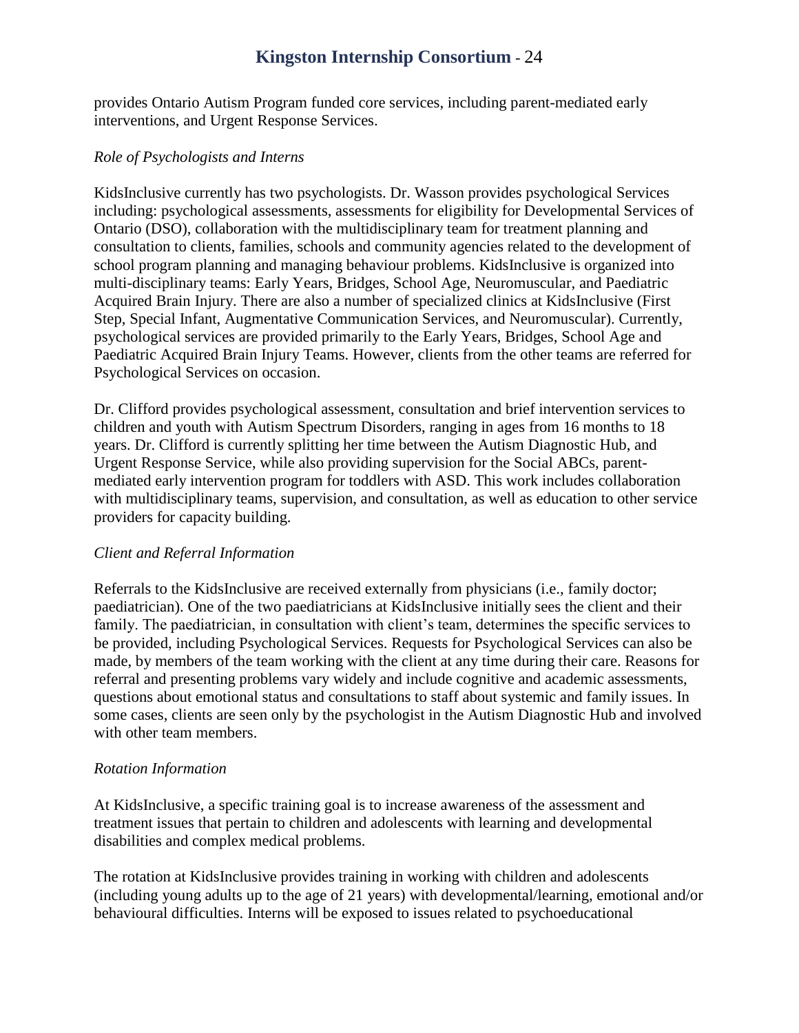provides Ontario Autism Program funded core services, including parent-mediated early interventions, and Urgent Response Services.

*Role of Psychologists and Interns*

KidsInclusive currently has two psychologists. Dr. Wasson provides psychological Services including: psychological assessments, assessments for eligibility for Developmental Services of Ontario (DSO), collaboration with the multidisciplinary team for treatment planning and consultation to clients, families, schools and community agencies related to the development of school program planning and managing behaviour problems. KidsInclusive is organized into multi-disciplinary teams: Early Years, Bridges, School Age, Neuromuscular, and Paediatric Acquired Brain Injury. There are also a number of specialized clinics at KidsInclusive (First Step, Special Infant, Augmentative Communication Services, and Neuromuscular). Currently, psychological services are provided primarily to the Early Years, Bridges, School Age and Paediatric Acquired Brain Injury Teams. However, clients from the other teams are referred for Psychological Services on occasion.

Dr. Clifford provides psychological assessment, consultation and brief intervention services to children and youth with Autism Spectrum Disorders, ranging in ages from 16 months to 18 years. Dr. Clifford is currently splitting her time between the Autism Diagnostic Hub, and Urgent Response Service, while also providing supervision for the Social ABCs, parent-mediated early intervention program for toddlers with ASD. This work includes collaboration with multidisciplinary teams, supervision, and consultation, as well as education to other service providers for capacity building.

*Client and Referral Information*

Referrals to the KidsInclusive are received externally from physicians (i.e., family doctor; paediatrician). One of the two paediatricians at KidsInclusive initially sees the client and their family. The paediatrician, in consultation with client's team, determines the specific services to be provided, including Psychological Services. Requests for Psychological Services can also be made, by members of the team working with the client at any time during their care. Reasons for referral and presenting problems vary widely and include cognitive and academic assessments, questions about emotional status and consultations to staff about systemic and family issues. In some cases, clients are seen only by the psychologist in the Autism Diagnostic Hub and involved with other team members.

*Rotation Information*

At KidsInclusive, a specific training goal is to increase awareness of the assessment and treatment issues that pertain to children and adolescents with learning and developmental disabilities and complex medical problems.

The rotation at KidsInclusive provides training in working with children and adolescents (including young adults up to the age of 21 years) with developmental/learning, emotional and/or behavioural difficulties. Interns will be exposed to issues related to psychoeducational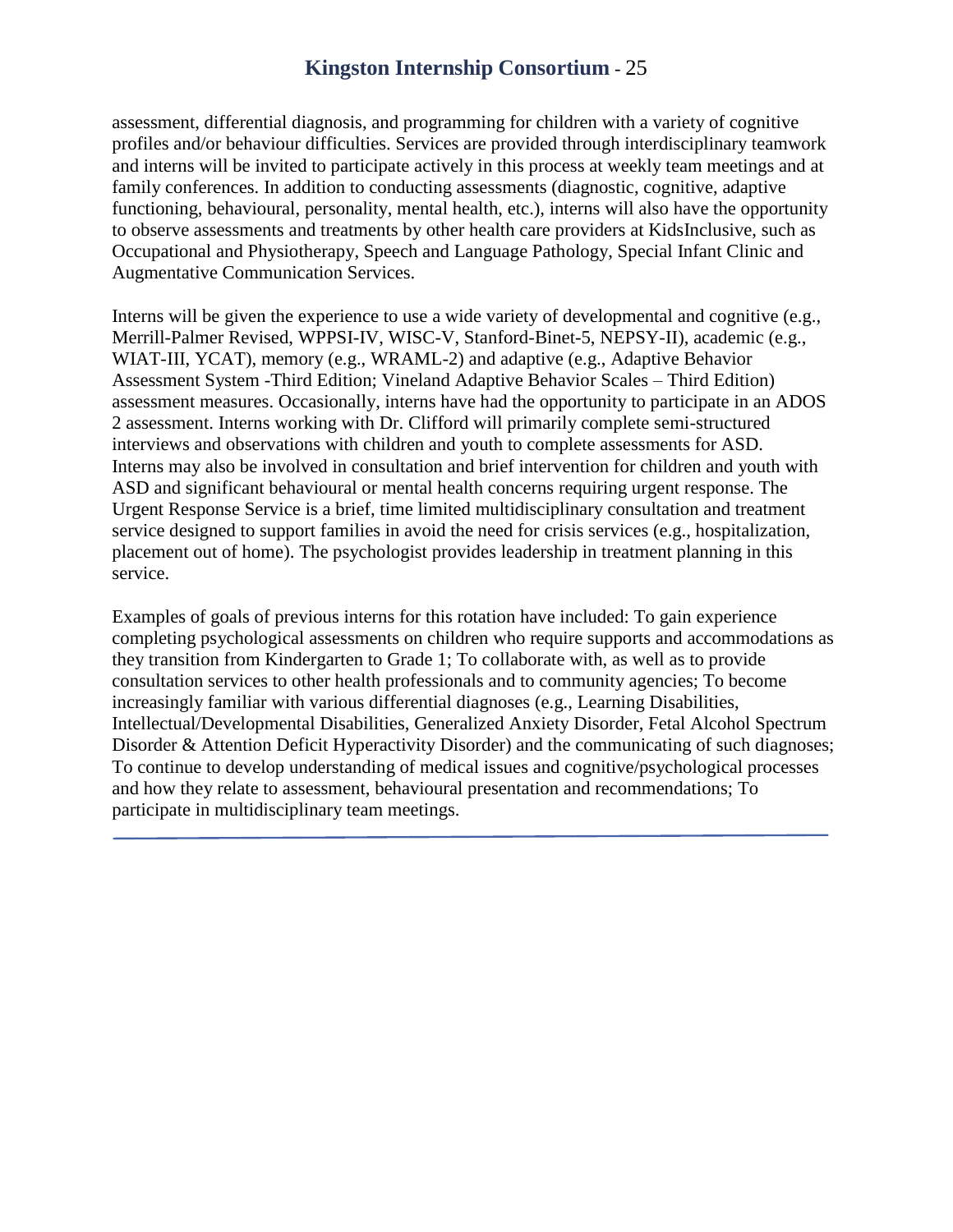assessment, differential diagnosis, and programming for children with a variety of cognitive profiles and/or behaviour difficulties. Services are provided through interdisciplinary teamwork and interns will be invited to participate actively in this process at weekly team meetings and at family conferences. In addition to conducting assessments (diagnostic, cognitive, adaptive functioning, behavioural, personality, mental health, etc.), interns will also have the opportunity to observe assessments and treatments by other health care providers at KidsInclusive, such as Occupational and Physiotherapy, Speech and Language Pathology, Special Infant Clinic and Augmentative Communication Services.

Interns will be given the experience to use a wide variety of developmental and cognitive (e.g., Merrill-Palmer Revised, WPPSI-IV, WISC-V, Stanford-Binet-5, NEPSY-II), academic (e.g., WIAT-III, YCAT), memory (e.g., WRAML-2) and adaptive (e.g., Adaptive Behavior Assessment System -Third Edition; Vineland Adaptive Behavior Scales – Third Edition) assessment measures. Occasionally, interns have had the opportunity to participate in an ADOS 2 assessment. Interns working with Dr. Clifford will primarily complete semi-structured interviews and observations with children and youth to complete assessments for ASD. Interns may also be involved in consultation and brief intervention for children and youth with ASD and significant behavioural or mental health concerns requiring urgent response. The Urgent Response Service is a brief, time limited multidisciplinary consultation and treatment service designed to support families in avoid the need for crisis services (e.g., hospitalization, placement out of home). The psychologist provides leadership in treatment planning in this service.

Examples of goals of previous interns for this rotation have included: To gain experience completing psychological assessments on children who require supports and accommodations as they transition from Kindergarten to Grade 1; To collaborate with, as well as to provide consultation services to other health professionals and to community agencies; To become increasingly familiar with various differential diagnoses (e.g., Learning Disabilities, Intellectual/Developmental Disabilities, Generalized Anxiety Disorder, Fetal Alcohol Spectrum Disorder & Attention Deficit Hyperactivity Disorder) and the communicating of such diagnoses; To continue to develop understanding of medical issues and cognitive/psychological processes and how they relate to assessment, behavioural presentation and recommendations; To participate in multidisciplinary team meetings.

---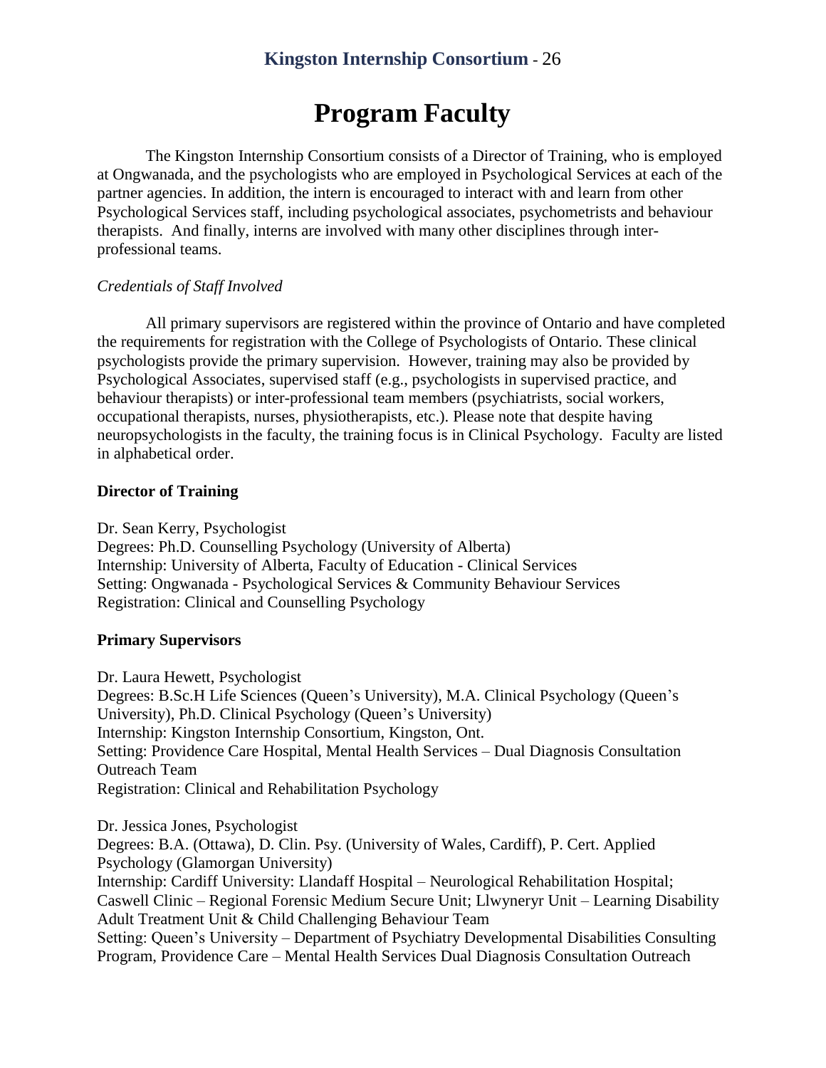# Program Faculty

The Kingston Internship Consortium consists of a Director of Training, who is employed at Ongwanada, and the psychologists who are employed in Psychological Services at each of the partner agencies. In addition, the intern is encouraged to interact with and learn from other Psychological Services staff, including psychological associates, psychometrists and behaviour therapists. And finally, interns are involved with many other disciplines through inter-professional teams.

*Credentials of Staff Involved*

All primary supervisors are registered within the province of Ontario and have completed the requirements for registration with the College of Psychologists of Ontario. These clinical psychologists provide the primary supervision. However, training may also be provided by Psychological Associates, supervised staff (e.g., psychologists in supervised practice, and behaviour therapists) or inter-professional team members (psychiatrists, social workers, occupational therapists, nurses, physiotherapists, etc.). Please note that despite having neuropsychologists in the faculty, the training focus is in Clinical Psychology. Faculty are listed in alphabetical order.

**Director of Training**

Dr. Sean Kerry, Psychologist
Degrees: Ph.D. Counselling Psychology (University of Alberta)
Internship: University of Alberta, Faculty of Education - Clinical Services
Setting: Ongwanada - Psychological Services & Community Behaviour Services
Registration: Clinical and Counselling Psychology

**Primary Supervisors**

Dr. Laura Hewett, Psychologist
Degrees: B.Sc.H Life Sciences (Queen's University), M.A. Clinical Psychology (Queen's University), Ph.D. Clinical Psychology (Queen's University)
Internship: Kingston Internship Consortium, Kingston, Ont.
Setting: Providence Care Hospital, Mental Health Services – Dual Diagnosis Consultation Outreach Team
Registration: Clinical and Rehabilitation Psychology

Dr. Jessica Jones, Psychologist
Degrees: B.A. (Ottawa), D. Clin. Psy. (University of Wales, Cardiff), P. Cert. Applied Psychology (Glamorgan University)
Internship: Cardiff University: Llandaff Hospital – Neurological Rehabilitation Hospital; Caswell Clinic – Regional Forensic Medium Secure Unit; Llwyneryr Unit – Learning Disability Adult Treatment Unit & Child Challenging Behaviour Team
Setting: Queen's University – Department of Psychiatry Developmental Disabilities Consulting Program, Providence Care – Mental Health Services Dual Diagnosis Consultation Outreach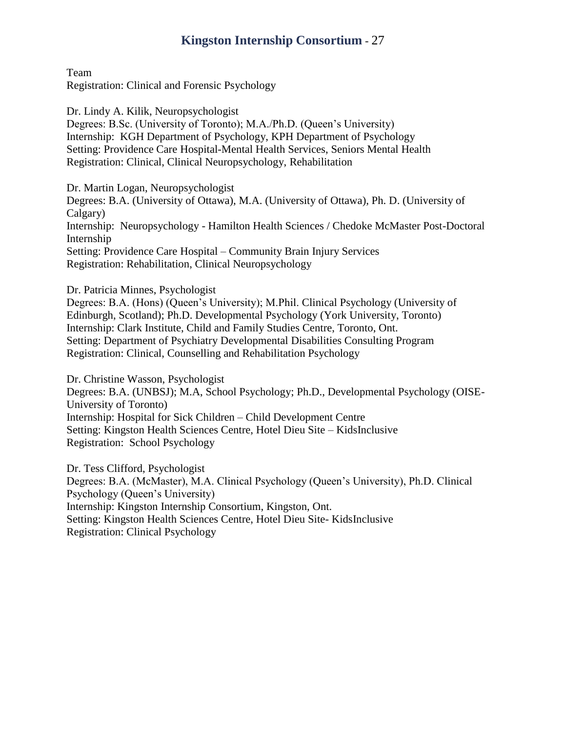Team
Registration: Clinical and Forensic Psychology

Dr. Lindy A. Kilik, Neuropsychologist
Degrees: B.Sc. (University of Toronto); M.A./Ph.D. (Queen's University)
Internship: KGH Department of Psychology, KPH Department of Psychology
Setting: Providence Care Hospital-Mental Health Services, Seniors Mental Health
Registration: Clinical, Clinical Neuropsychology, Rehabilitation

Dr. Martin Logan, Neuropsychologist
Degrees: B.A. (University of Ottawa), M.A. (University of Ottawa), Ph. D. (University of Calgary)
Internship: Neuropsychology - Hamilton Health Sciences / Chedoke McMaster Post-Doctoral Internship
Setting: Providence Care Hospital – Community Brain Injury Services
Registration: Rehabilitation, Clinical Neuropsychology

Dr. Patricia Minnes, Psychologist
Degrees: B.A. (Hons) (Queen's University); M.Phil. Clinical Psychology (University of Edinburgh, Scotland); Ph.D. Developmental Psychology (York University, Toronto)
Internship: Clark Institute, Child and Family Studies Centre, Toronto, Ont.
Setting: Department of Psychiatry Developmental Disabilities Consulting Program
Registration: Clinical, Counselling and Rehabilitation Psychology

Dr. Christine Wasson, Psychologist
Degrees: B.A. (UNBSJ); M.A, School Psychology; Ph.D., Developmental Psychology (OISE-University of Toronto)
Internship: Hospital for Sick Children – Child Development Centre
Setting: Kingston Health Sciences Centre, Hotel Dieu Site – KidsInclusive
Registration: School Psychology

Dr. Tess Clifford, Psychologist
Degrees: B.A. (McMaster), M.A. Clinical Psychology (Queen's University), Ph.D. Clinical Psychology (Queen's University)
Internship: Kingston Internship Consortium, Kingston, Ont.
Setting: Kingston Health Sciences Centre, Hotel Dieu Site- KidsInclusive
Registration: Clinical Psychology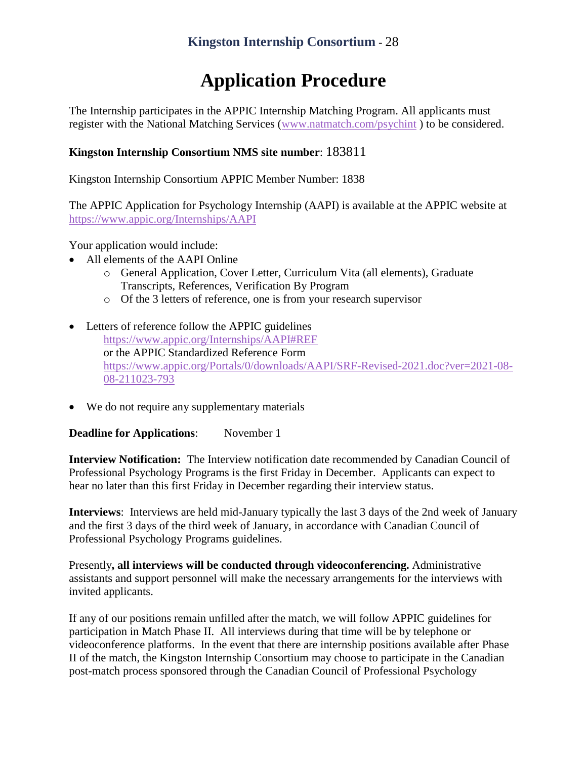# Application Procedure

The Internship participates in the APPIC Internship Matching Program. All applicants must register with the National Matching Services (www.natmatch.com/psychint ) to be considered.

**Kingston Internship Consortium NMS site number**: 183811

Kingston Internship Consortium APPIC Member Number: 1838

The APPIC Application for Psychology Internship (AAPI) is available at the APPIC website at https://www.appic.org/Internships/AAPI

Your application would include:

- All elements of the AAPI Online
    - General Application, Cover Letter, Curriculum Vita (all elements), Graduate Transcripts, References, Verification By Program
    - Of the 3 letters of reference, one is from your research supervisor

- Letters of reference follow the APPIC guidelines
  https://www.appic.org/Internships/AAPI#REF
  or the APPIC Standardized Reference Form
  https://www.appic.org/Portals/0/downloads/AAPI/SRF-Revised-2021.doc?ver=2021-08-08-211023-793

- We do not require any supplementary materials

**Deadline for Applications**: November 1

**Interview Notification:** The Interview notification date recommended by Canadian Council of Professional Psychology Programs is the first Friday in December. Applicants can expect to hear no later than this first Friday in December regarding their interview status.

**Interviews**: Interviews are held mid-January typically the last 3 days of the 2nd week of January and the first 3 days of the third week of January, in accordance with Canadian Council of Professional Psychology Programs guidelines.

Presently**, all interviews will be conducted through videoconferencing.** Administrative assistants and support personnel will make the necessary arrangements for the interviews with invited applicants.

If any of our positions remain unfilled after the match, we will follow APPIC guidelines for participation in Match Phase II. All interviews during that time will be by telephone or videoconference platforms. In the event that there are internship positions available after Phase II of the match, the Kingston Internship Consortium may choose to participate in the Canadian post-match process sponsored through the Canadian Council of Professional Psychology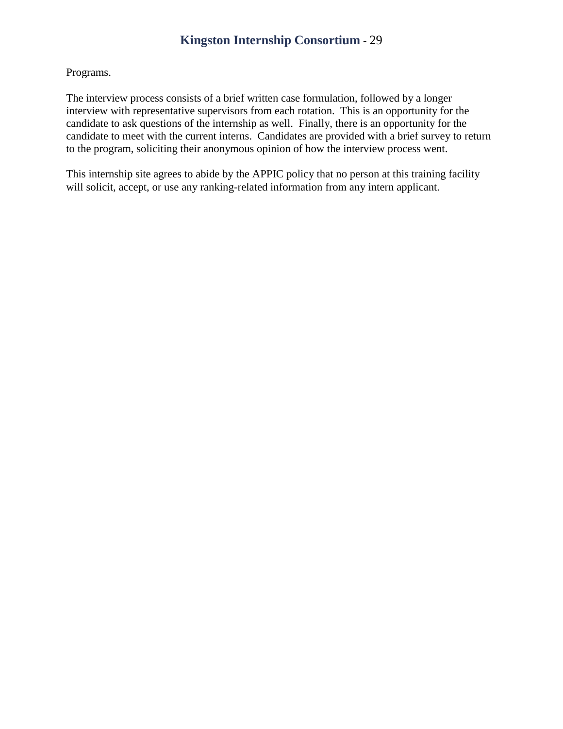Programs.

The interview process consists of a brief written case formulation, followed by a longer interview with representative supervisors from each rotation. This is an opportunity for the candidate to ask questions of the internship as well. Finally, there is an opportunity for the candidate to meet with the current interns. Candidates are provided with a brief survey to return to the program, soliciting their anonymous opinion of how the interview process went.

This internship site agrees to abide by the APPIC policy that no person at this training facility will solicit, accept, or use any ranking-related information from any intern applicant.